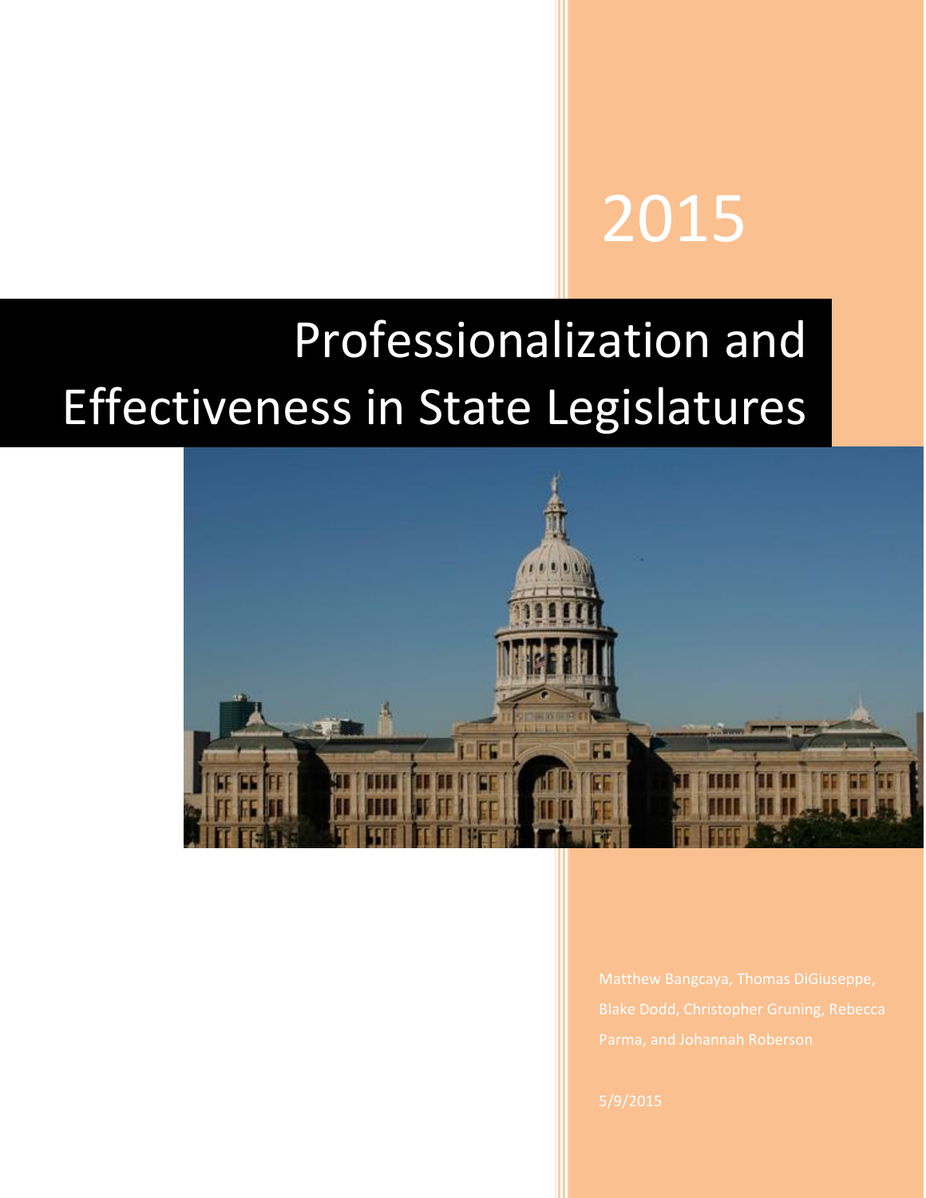2015

# Professionalization and Effectiveness in State Legislatures

Matthew Bangcaya, Thomas DiGiuseppe, Blake Dodd, Christopher Gruning, Rebecca Parma, and Johannah Roberson

5/9/2015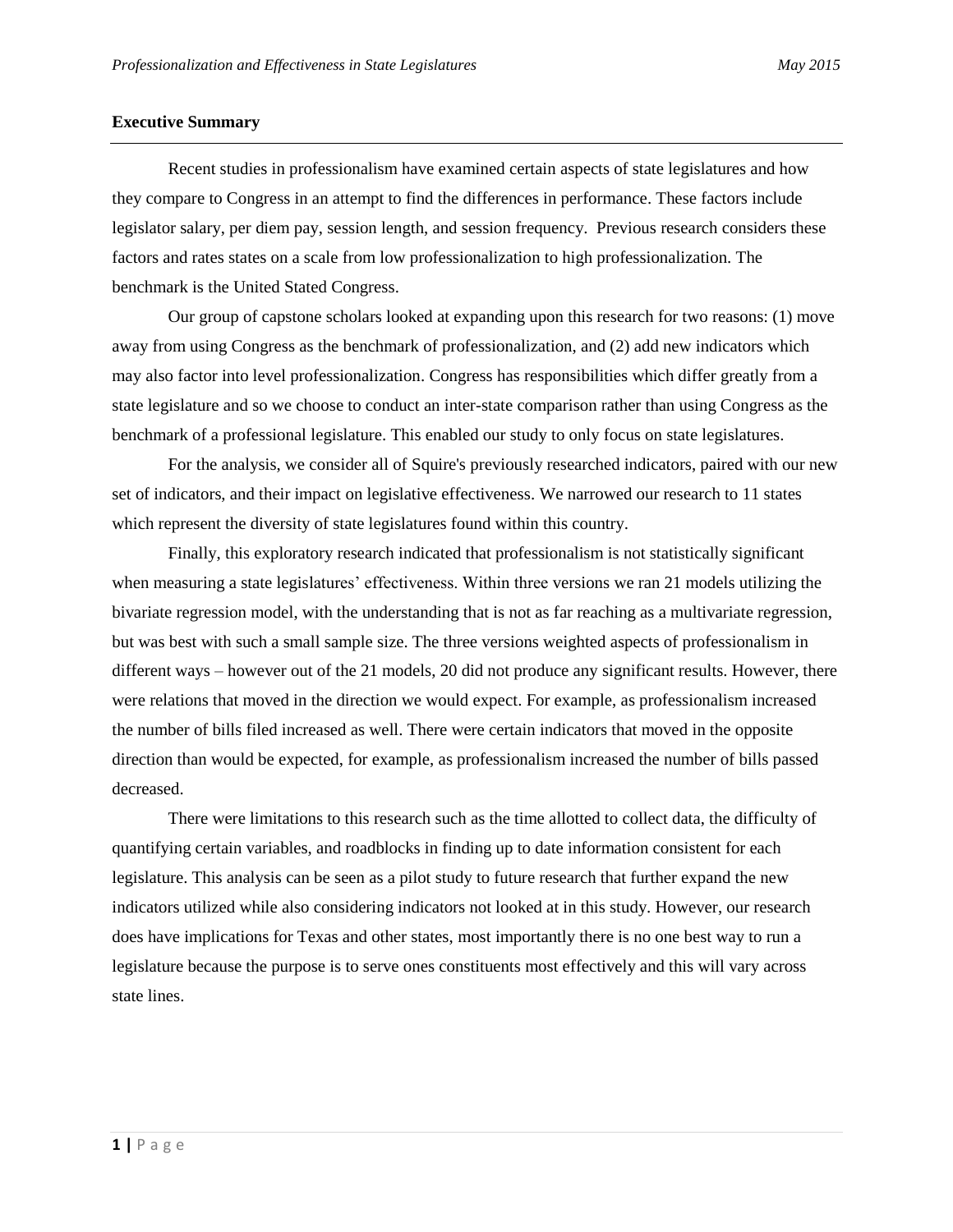## Executive Summary

Recent studies in professionalism have examined certain aspects of state legislatures and how they compare to Congress in an attempt to find the differences in performance. These factors include legislator salary, per diem pay, session length, and session frequency. Previous research considers these factors and rates states on a scale from low professionalization to high professionalization. The benchmark is the United Stated Congress.

Our group of capstone scholars looked at expanding upon this research for two reasons: (1) move away from using Congress as the benchmark of professionalization, and (2) add new indicators which may also factor into level professionalization. Congress has responsibilities which differ greatly from a state legislature and so we choose to conduct an inter-state comparison rather than using Congress as the benchmark of a professional legislature. This enabled our study to only focus on state legislatures.

For the analysis, we consider all of Squire's previously researched indicators, paired with our new set of indicators, and their impact on legislative effectiveness. We narrowed our research to 11 states which represent the diversity of state legislatures found within this country.

Finally, this exploratory research indicated that professionalism is not statistically significant when measuring a state legislatures' effectiveness. Within three versions we ran 21 models utilizing the bivariate regression model, with the understanding that is not as far reaching as a multivariate regression, but was best with such a small sample size. The three versions weighted aspects of professionalism in different ways – however out of the 21 models, 20 did not produce any significant results. However, there were relations that moved in the direction we would expect. For example, as professionalism increased the number of bills filed increased as well. There were certain indicators that moved in the opposite direction than would be expected, for example, as professionalism increased the number of bills passed decreased.

There were limitations to this research such as the time allotted to collect data, the difficulty of quantifying certain variables, and roadblocks in finding up to date information consistent for each legislature. This analysis can be seen as a pilot study to future research that further expand the new indicators utilized while also considering indicators not looked at in this study. However, our research does have implications for Texas and other states, most importantly there is no one best way to run a legislature because the purpose is to serve ones constituents most effectively and this will vary across state lines.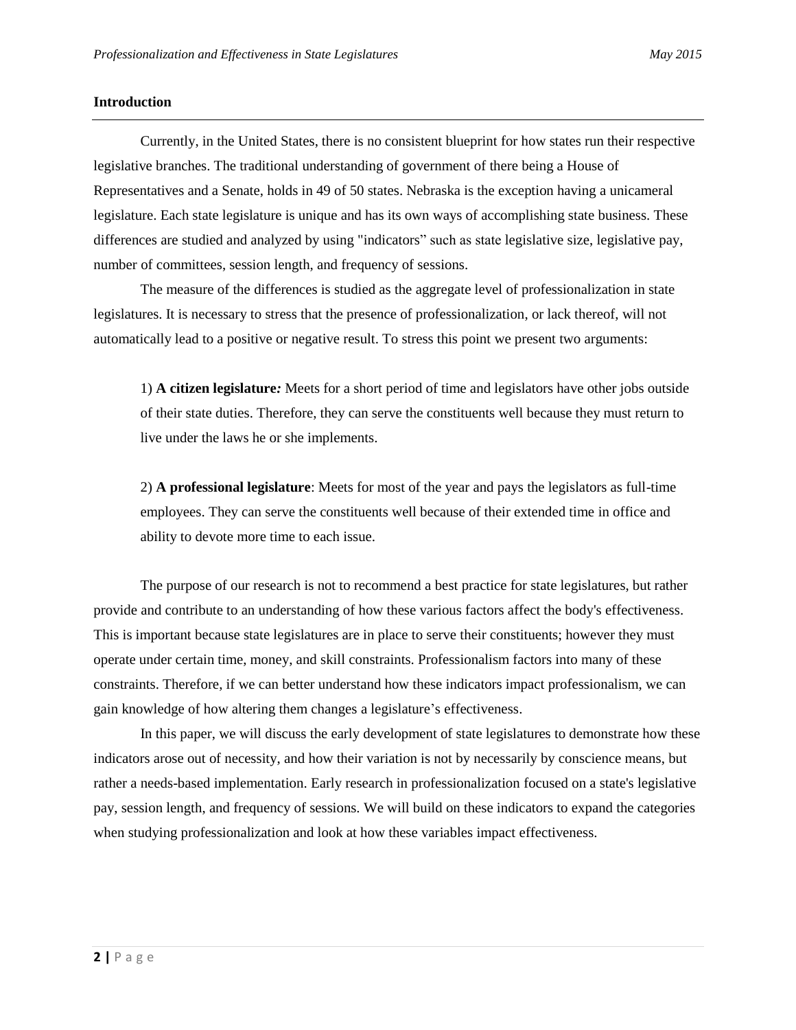## Introduction

Currently, in the United States, there is no consistent blueprint for how states run their respective legislative branches. The traditional understanding of government of there being a House of Representatives and a Senate, holds in 49 of 50 states. Nebraska is the exception having a unicameral legislature. Each state legislature is unique and has its own ways of accomplishing state business. These differences are studied and analyzed by using "indicators" such as state legislative size, legislative pay, number of committees, session length, and frequency of sessions.

The measure of the differences is studied as the aggregate level of professionalization in state legislatures. It is necessary to stress that the presence of professionalization, or lack thereof, will not automatically lead to a positive or negative result. To stress this point we present two arguments:

1) **A citizen legislature***:* Meets for a short period of time and legislators have other jobs outside of their state duties. Therefore, they can serve the constituents well because they must return to live under the laws he or she implements.

2) **A professional legislature**: Meets for most of the year and pays the legislators as full-time employees. They can serve the constituents well because of their extended time in office and ability to devote more time to each issue.

The purpose of our research is not to recommend a best practice for state legislatures, but rather provide and contribute to an understanding of how these various factors affect the body's effectiveness. This is important because state legislatures are in place to serve their constituents; however they must operate under certain time, money, and skill constraints. Professionalism factors into many of these constraints. Therefore, if we can better understand how these indicators impact professionalism, we can gain knowledge of how altering them changes a legislature's effectiveness.

In this paper, we will discuss the early development of state legislatures to demonstrate how these indicators arose out of necessity, and how their variation is not by necessarily by conscience means, but rather a needs-based implementation. Early research in professionalization focused on a state's legislative pay, session length, and frequency of sessions. We will build on these indicators to expand the categories when studying professionalization and look at how these variables impact effectiveness.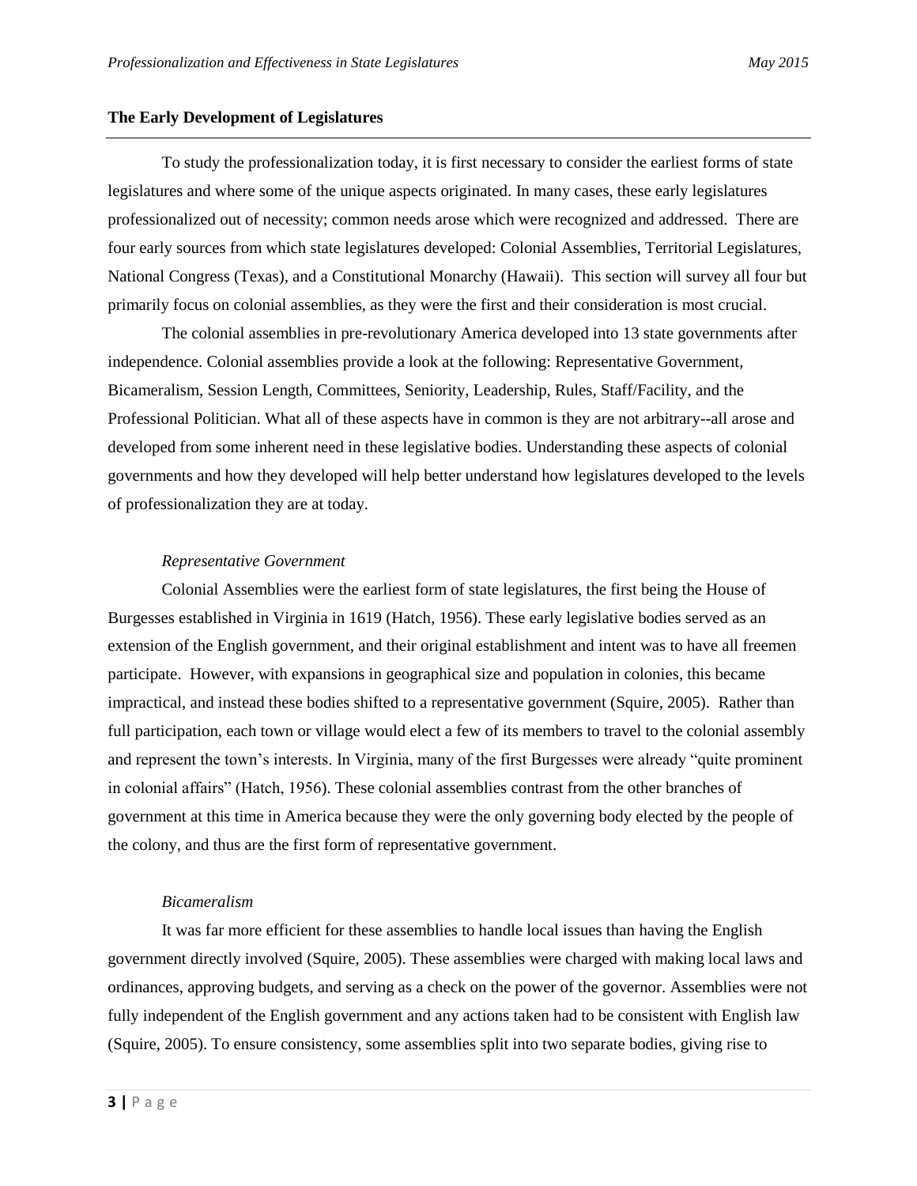## The Early Development of Legislatures

To study the professionalization today, it is first necessary to consider the earliest forms of state legislatures and where some of the unique aspects originated. In many cases, these early legislatures professionalized out of necessity; common needs arose which were recognized and addressed. There are four early sources from which state legislatures developed: Colonial Assemblies, Territorial Legislatures, National Congress (Texas), and a Constitutional Monarchy (Hawaii). This section will survey all four but primarily focus on colonial assemblies, as they were the first and their consideration is most crucial.

The colonial assemblies in pre-revolutionary America developed into 13 state governments after independence. Colonial assemblies provide a look at the following: Representative Government, Bicameralism, Session Length, Committees, Seniority, Leadership, Rules, Staff/Facility, and the Professional Politician. What all of these aspects have in common is they are not arbitrary--all arose and developed from some inherent need in these legislative bodies. Understanding these aspects of colonial governments and how they developed will help better understand how legislatures developed to the levels of professionalization they are at today.

### *Representative Government*

Colonial Assemblies were the earliest form of state legislatures, the first being the House of Burgesses established in Virginia in 1619 (Hatch, 1956). These early legislative bodies served as an extension of the English government, and their original establishment and intent was to have all freemen participate. However, with expansions in geographical size and population in colonies, this became impractical, and instead these bodies shifted to a representative government (Squire, 2005). Rather than full participation, each town or village would elect a few of its members to travel to the colonial assembly and represent the town's interests. In Virginia, many of the first Burgesses were already "quite prominent in colonial affairs" (Hatch, 1956). These colonial assemblies contrast from the other branches of government at this time in America because they were the only governing body elected by the people of the colony, and thus are the first form of representative government.

### *Bicameralism*

It was far more efficient for these assemblies to handle local issues than having the English government directly involved (Squire, 2005). These assemblies were charged with making local laws and ordinances, approving budgets, and serving as a check on the power of the governor. Assemblies were not fully independent of the English government and any actions taken had to be consistent with English law (Squire, 2005). To ensure consistency, some assemblies split into two separate bodies, giving rise to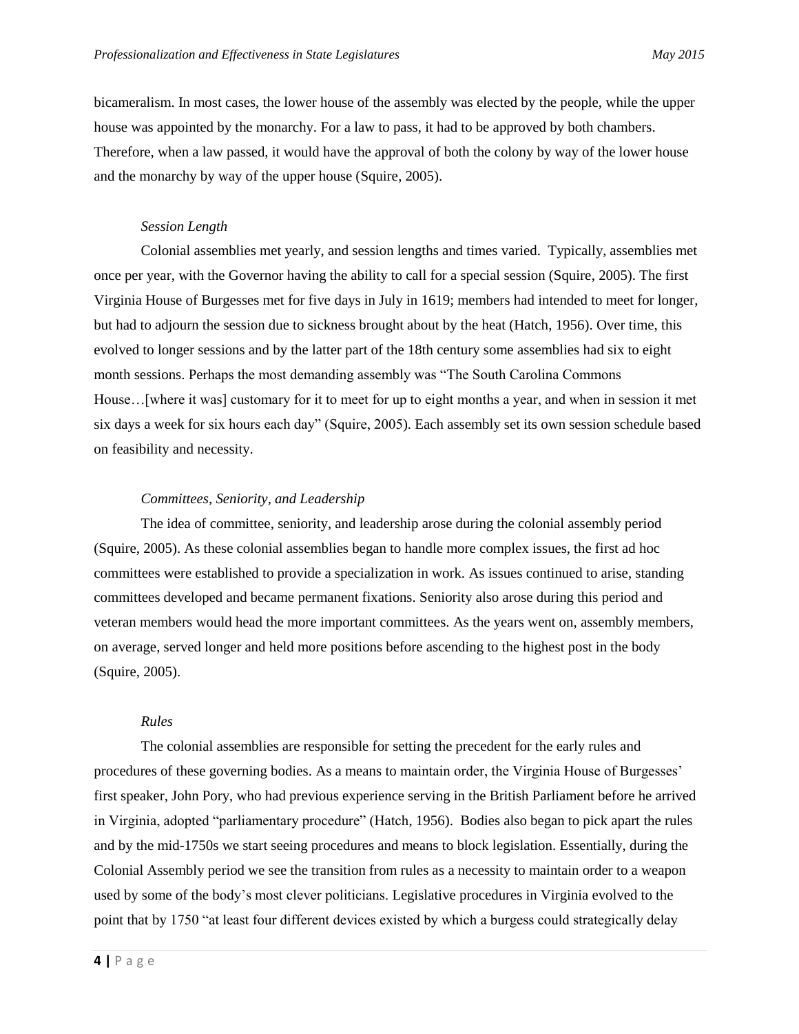bicameralism. In most cases, the lower house of the assembly was elected by the people, while the upper house was appointed by the monarchy. For a law to pass, it had to be approved by both chambers. Therefore, when a law passed, it would have the approval of both the colony by way of the lower house and the monarchy by way of the upper house (Squire, 2005).

### *Session Length*

Colonial assemblies met yearly, and session lengths and times varied. Typically, assemblies met once per year, with the Governor having the ability to call for a special session (Squire, 2005). The first Virginia House of Burgesses met for five days in July in 1619; members had intended to meet for longer, but had to adjourn the session due to sickness brought about by the heat (Hatch, 1956). Over time, this evolved to longer sessions and by the latter part of the 18th century some assemblies had six to eight month sessions. Perhaps the most demanding assembly was "The South Carolina Commons House…[where it was] customary for it to meet for up to eight months a year, and when in session it met six days a week for six hours each day" (Squire, 2005). Each assembly set its own session schedule based on feasibility and necessity.

### *Committees, Seniority, and Leadership*

The idea of committee, seniority, and leadership arose during the colonial assembly period (Squire, 2005). As these colonial assemblies began to handle more complex issues, the first ad hoc committees were established to provide a specialization in work. As issues continued to arise, standing committees developed and became permanent fixations. Seniority also arose during this period and veteran members would head the more important committees. As the years went on, assembly members, on average, served longer and held more positions before ascending to the highest post in the body (Squire, 2005).

### *Rules*

The colonial assemblies are responsible for setting the precedent for the early rules and procedures of these governing bodies. As a means to maintain order, the Virginia House of Burgesses' first speaker, John Pory, who had previous experience serving in the British Parliament before he arrived in Virginia, adopted "parliamentary procedure" (Hatch, 1956). Bodies also began to pick apart the rules and by the mid-1750s we start seeing procedures and means to block legislation. Essentially, during the Colonial Assembly period we see the transition from rules as a necessity to maintain order to a weapon used by some of the body's most clever politicians. Legislative procedures in Virginia evolved to the point that by 1750 "at least four different devices existed by which a burgess could strategically delay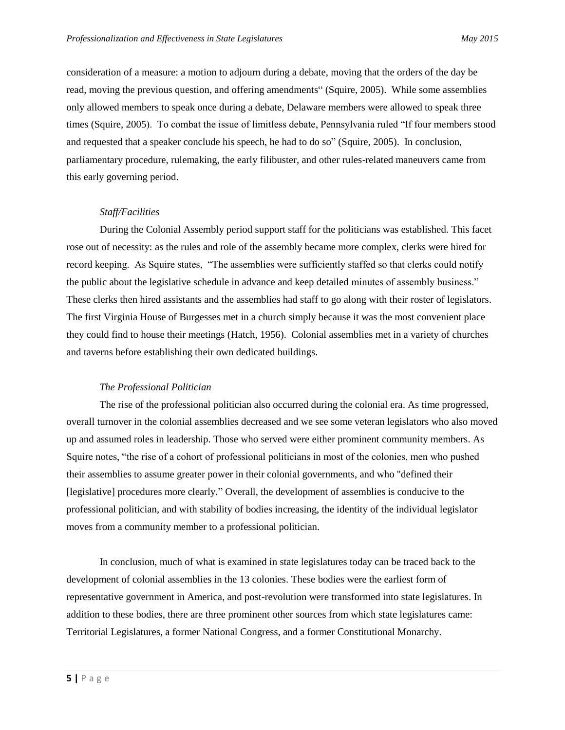consideration of a measure: a motion to adjourn during a debate, moving that the orders of the day be read, moving the previous question, and offering amendments“ (Squire, 2005). While some assemblies only allowed members to speak once during a debate, Delaware members were allowed to speak three times (Squire, 2005). To combat the issue of limitless debate, Pennsylvania ruled “If four members stood and requested that a speaker conclude his speech, he had to do so” (Squire, 2005). In conclusion, parliamentary procedure, rulemaking, the early filibuster, and other rules-related maneuvers came from this early governing period.

*Staff/Facilities*

During the Colonial Assembly period support staff for the politicians was established. This facet rose out of necessity: as the rules and role of the assembly became more complex, clerks were hired for record keeping. As Squire states, "The assemblies were sufficiently staffed so that clerks could notify the public about the legislative schedule in advance and keep detailed minutes of assembly business." These clerks then hired assistants and the assemblies had staff to go along with their roster of legislators. The first Virginia House of Burgesses met in a church simply because it was the most convenient place they could find to house their meetings (Hatch, 1956). Colonial assemblies met in a variety of churches and taverns before establishing their own dedicated buildings.

*The Professional Politician*

The rise of the professional politician also occurred during the colonial era. As time progressed, overall turnover in the colonial assemblies decreased and we see some veteran legislators who also moved up and assumed roles in leadership. Those who served were either prominent community members. As Squire notes, "the rise of a cohort of professional politicians in most of the colonies, men who pushed their assemblies to assume greater power in their colonial governments, and who "defined their [legislative] procedures more clearly." Overall, the development of assemblies is conducive to the professional politician, and with stability of bodies increasing, the identity of the individual legislator moves from a community member to a professional politician.

In conclusion, much of what is examined in state legislatures today can be traced back to the development of colonial assemblies in the 13 colonies. These bodies were the earliest form of representative government in America, and post-revolution were transformed into state legislatures. In addition to these bodies, there are three prominent other sources from which state legislatures came: Territorial Legislatures, a former National Congress, and a former Constitutional Monarchy.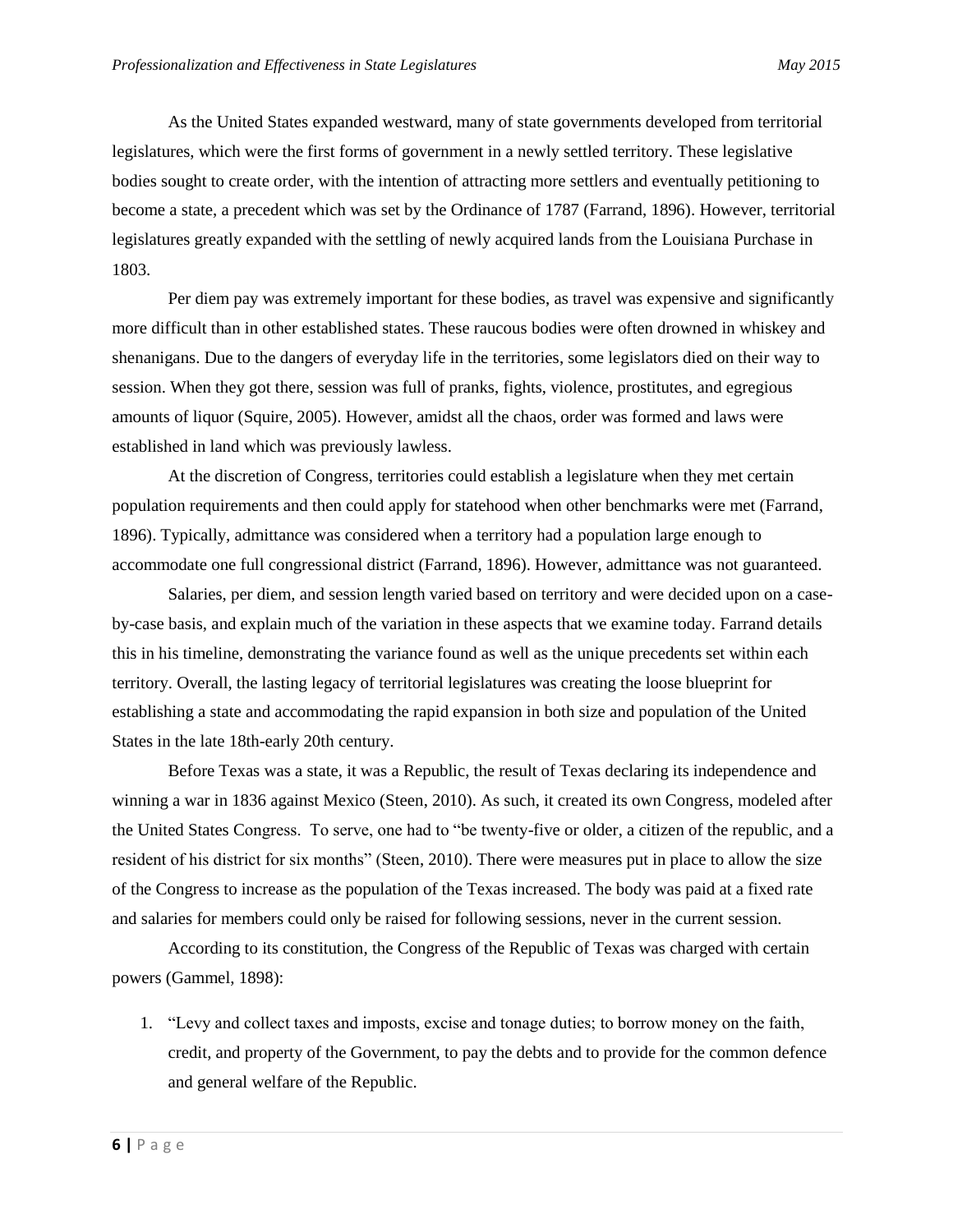As the United States expanded westward, many of state governments developed from territorial legislatures, which were the first forms of government in a newly settled territory. These legislative bodies sought to create order, with the intention of attracting more settlers and eventually petitioning to become a state, a precedent which was set by the Ordinance of 1787 (Farrand, 1896). However, territorial legislatures greatly expanded with the settling of newly acquired lands from the Louisiana Purchase in 1803.

Per diem pay was extremely important for these bodies, as travel was expensive and significantly more difficult than in other established states. These raucous bodies were often drowned in whiskey and shenanigans. Due to the dangers of everyday life in the territories, some legislators died on their way to session. When they got there, session was full of pranks, fights, violence, prostitutes, and egregious amounts of liquor (Squire, 2005). However, amidst all the chaos, order was formed and laws were established in land which was previously lawless.

At the discretion of Congress, territories could establish a legislature when they met certain population requirements and then could apply for statehood when other benchmarks were met (Farrand, 1896). Typically, admittance was considered when a territory had a population large enough to accommodate one full congressional district (Farrand, 1896). However, admittance was not guaranteed.

Salaries, per diem, and session length varied based on territory and were decided upon on a case-by-case basis, and explain much of the variation in these aspects that we examine today. Farrand details this in his timeline, demonstrating the variance found as well as the unique precedents set within each territory. Overall, the lasting legacy of territorial legislatures was creating the loose blueprint for establishing a state and accommodating the rapid expansion in both size and population of the United States in the late 18th-early 20th century.

Before Texas was a state, it was a Republic, the result of Texas declaring its independence and winning a war in 1836 against Mexico (Steen, 2010). As such, it created its own Congress, modeled after the United States Congress. To serve, one had to "be twenty-five or older, a citizen of the republic, and a resident of his district for six months" (Steen, 2010). There were measures put in place to allow the size of the Congress to increase as the population of the Texas increased. The body was paid at a fixed rate and salaries for members could only be raised for following sessions, never in the current session.

According to its constitution, the Congress of the Republic of Texas was charged with certain powers (Gammel, 1898):

1. "Levy and collect taxes and imposts, excise and tonage duties; to borrow money on the faith, credit, and property of the Government, to pay the debts and to provide for the common defence and general welfare of the Republic.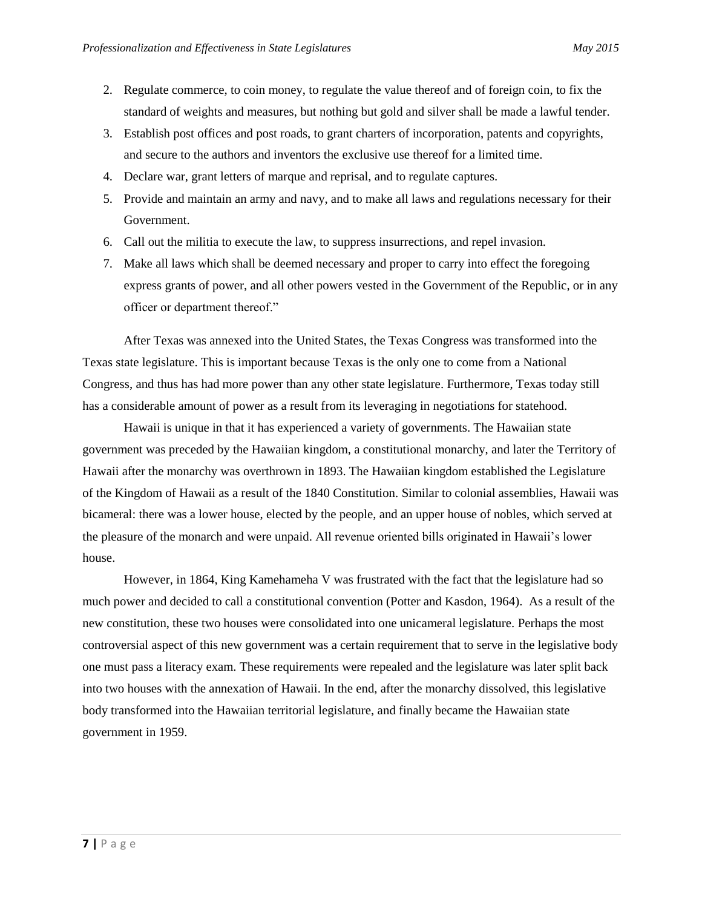2. Regulate commerce, to coin money, to regulate the value thereof and of foreign coin, to fix the standard of weights and measures, but nothing but gold and silver shall be made a lawful tender.
3. Establish post offices and post roads, to grant charters of incorporation, patents and copyrights, and secure to the authors and inventors the exclusive use thereof for a limited time.
4. Declare war, grant letters of marque and reprisal, and to regulate captures.
5. Provide and maintain an army and navy, and to make all laws and regulations necessary for their Government.
6. Call out the militia to execute the law, to suppress insurrections, and repel invasion.
7. Make all laws which shall be deemed necessary and proper to carry into effect the foregoing express grants of power, and all other powers vested in the Government of the Republic, or in any officer or department thereof."

After Texas was annexed into the United States, the Texas Congress was transformed into the Texas state legislature. This is important because Texas is the only one to come from a National Congress, and thus has had more power than any other state legislature. Furthermore, Texas today still has a considerable amount of power as a result from its leveraging in negotiations for statehood.

Hawaii is unique in that it has experienced a variety of governments. The Hawaiian state government was preceded by the Hawaiian kingdom, a constitutional monarchy, and later the Territory of Hawaii after the monarchy was overthrown in 1893. The Hawaiian kingdom established the Legislature of the Kingdom of Hawaii as a result of the 1840 Constitution. Similar to colonial assemblies, Hawaii was bicameral: there was a lower house, elected by the people, and an upper house of nobles, which served at the pleasure of the monarch and were unpaid. All revenue oriented bills originated in Hawaii's lower house.

However, in 1864, King Kamehameha V was frustrated with the fact that the legislature had so much power and decided to call a constitutional convention (Potter and Kasdon, 1964). As a result of the new constitution, these two houses were consolidated into one unicameral legislature. Perhaps the most controversial aspect of this new government was a certain requirement that to serve in the legislative body one must pass a literacy exam. These requirements were repealed and the legislature was later split back into two houses with the annexation of Hawaii. In the end, after the monarchy dissolved, this legislative body transformed into the Hawaiian territorial legislature, and finally became the Hawaiian state government in 1959.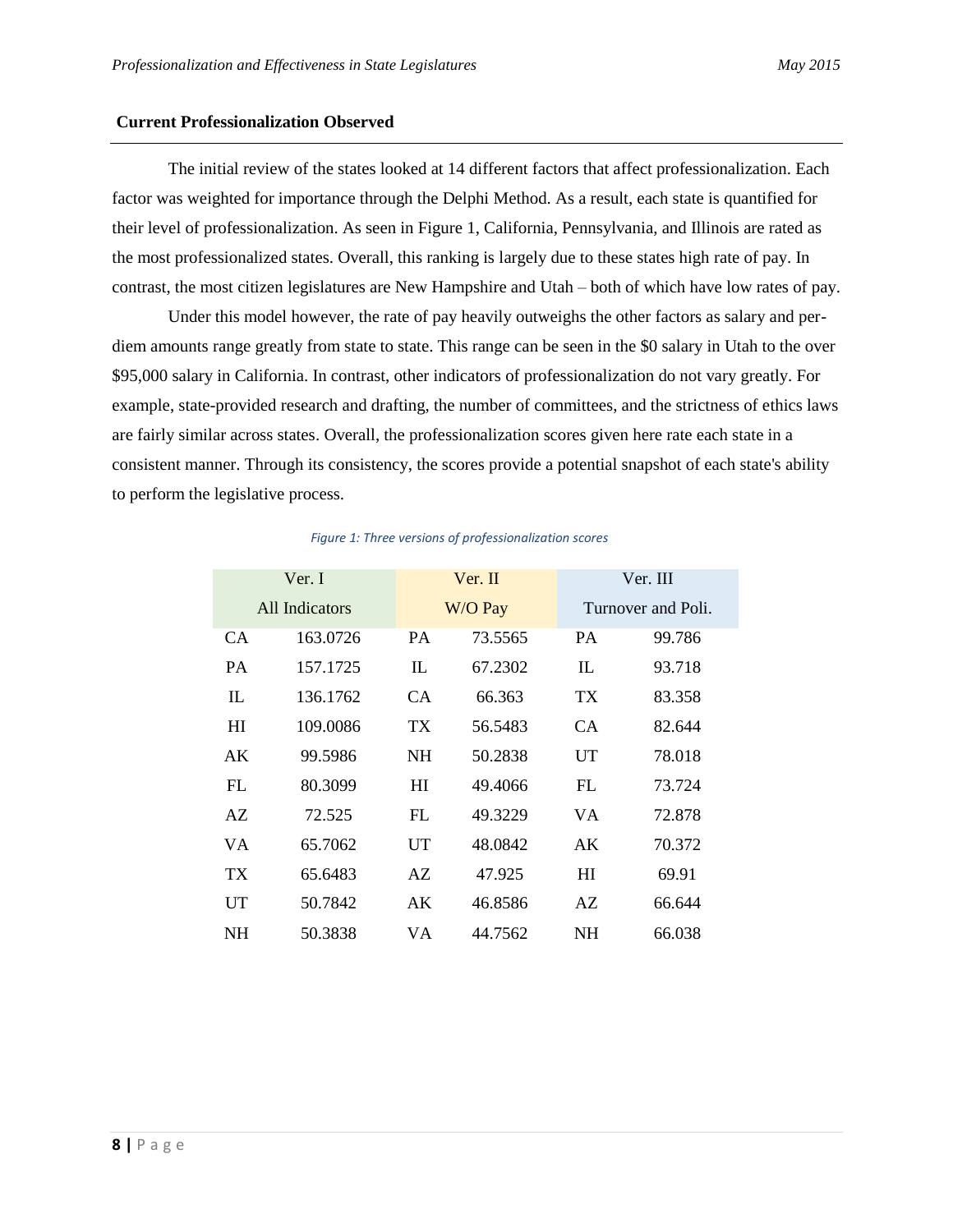## Current Professionalization Observed

The initial review of the states looked at 14 different factors that affect professionalization. Each factor was weighted for importance through the Delphi Method. As a result, each state is quantified for their level of professionalization. As seen in Figure 1, California, Pennsylvania, and Illinois are rated as the most professionalized states. Overall, this ranking is largely due to these states high rate of pay. In contrast, the most citizen legislatures are New Hampshire and Utah – both of which have low rates of pay.

Under this model however, the rate of pay heavily outweighs the other factors as salary and per-diem amounts range greatly from state to state. This range can be seen in the $0 salary in Utah to the over $95,000 salary in California. In contrast, other indicators of professionalization do not vary greatly. For example, state-provided research and drafting, the number of committees, and the strictness of ethics laws are fairly similar across states. Overall, the professionalization scores given here rate each state in a consistent manner. Through its consistency, the scores provide a potential snapshot of each state's ability to perform the legislative process.

*Figure 1: Three versions of professionalization scores*

| Ver. I All Indicators | | Ver. II W/O Pay | | Ver. III Turnover and Poli. | |
|---|---|---|---|---|---|
| CA | 163.0726 | PA | 73.5565 | PA | 99.786 |
| PA | 157.1725 | IL | 67.2302 | IL | 93.718 |
| IL | 136.1762 | CA | 66.363 | TX | 83.358 |
| HI | 109.0086 | TX | 56.5483 | CA | 82.644 |
| AK | 99.5986 | NH | 50.2838 | UT | 78.018 |
| FL | 80.3099 | HI | 49.4066 | FL | 73.724 |
| AZ | 72.525 | FL | 49.3229 | VA | 72.878 |
| VA | 65.7062 | UT | 48.0842 | AK | 70.372 |
| TX | 65.6483 | AZ | 47.925 | HI | 69.91 |
| UT | 50.7842 | AK | 46.8586 | AZ | 66.644 |
| NH | 50.3838 | VA | 44.7562 | NH | 66.038 |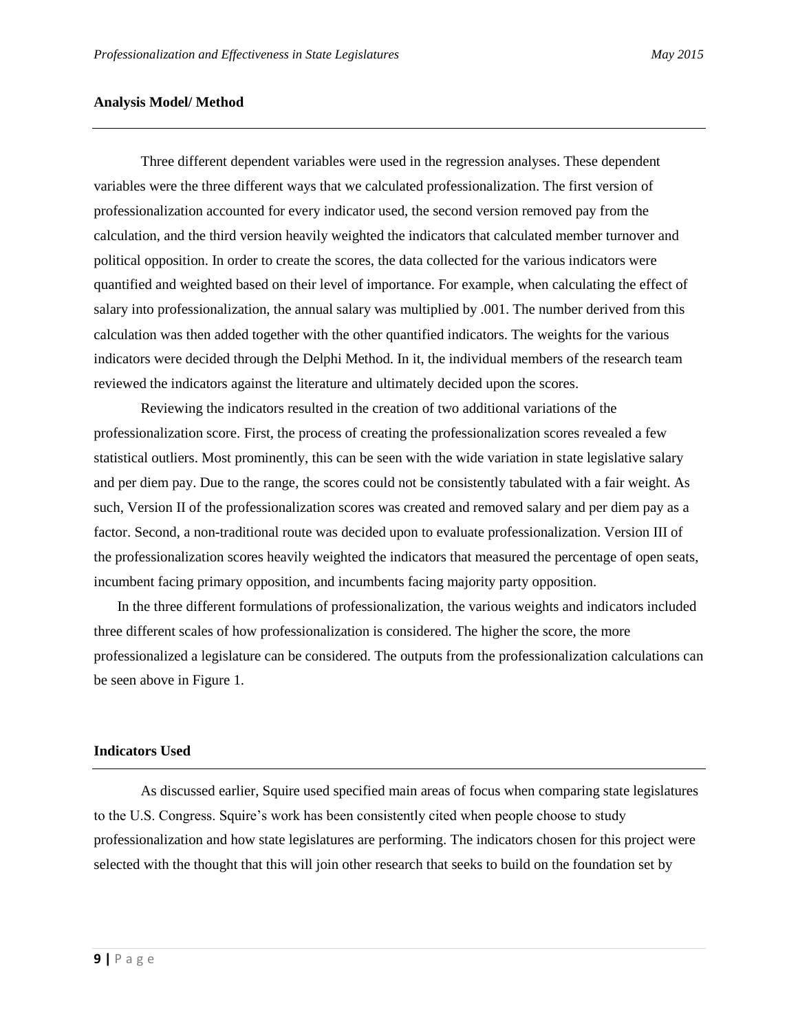## Analysis Model/ Method

Three different dependent variables were used in the regression analyses. These dependent variables were the three different ways that we calculated professionalization. The first version of professionalization accounted for every indicator used, the second version removed pay from the calculation, and the third version heavily weighted the indicators that calculated member turnover and political opposition. In order to create the scores, the data collected for the various indicators were quantified and weighted based on their level of importance. For example, when calculating the effect of salary into professionalization, the annual salary was multiplied by .001. The number derived from this calculation was then added together with the other quantified indicators. The weights for the various indicators were decided through the Delphi Method. In it, the individual members of the research team reviewed the indicators against the literature and ultimately decided upon the scores.

Reviewing the indicators resulted in the creation of two additional variations of the professionalization score. First, the process of creating the professionalization scores revealed a few statistical outliers. Most prominently, this can be seen with the wide variation in state legislative salary and per diem pay. Due to the range, the scores could not be consistently tabulated with a fair weight. As such, Version II of the professionalization scores was created and removed salary and per diem pay as a factor. Second, a non-traditional route was decided upon to evaluate professionalization. Version III of the professionalization scores heavily weighted the indicators that measured the percentage of open seats, incumbent facing primary opposition, and incumbents facing majority party opposition.

In the three different formulations of professionalization, the various weights and indicators included three different scales of how professionalization is considered. The higher the score, the more professionalized a legislature can be considered. The outputs from the professionalization calculations can be seen above in Figure 1.

## Indicators Used

As discussed earlier, Squire used specified main areas of focus when comparing state legislatures to the U.S. Congress. Squire's work has been consistently cited when people choose to study professionalization and how state legislatures are performing. The indicators chosen for this project were selected with the thought that this will join other research that seeks to build on the foundation set by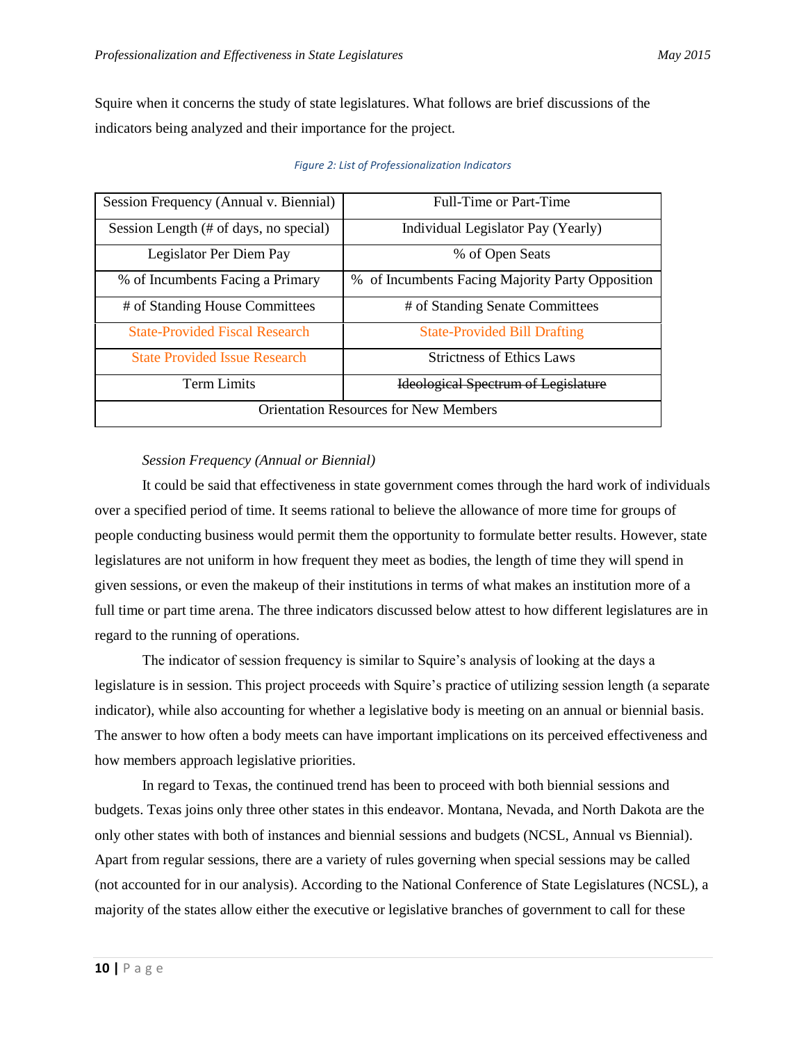Squire when it concerns the study of state legislatures. What follows are brief discussions of the indicators being analyzed and their importance for the project.

*Figure 2: List of Professionalization Indicators*

| Session Frequency (Annual v. Biennial) | Full-Time or Part-Time |
|---|---|
| Session Length (# of days, no special) | Individual Legislator Pay (Yearly) |
| Legislator Per Diem Pay | % of Open Seats |
| % of Incumbents Facing a Primary | % of Incumbents Facing Majority Party Opposition |
| # of Standing House Committees | # of Standing Senate Committees |
| State-Provided Fiscal Research | State-Provided Bill Drafting |
| State Provided Issue Research | Strictness of Ethics Laws |
| Term Limits | ~~Ideological Spectrum of Legislature~~ |
| Orientation Resources for New Members | |

*Session Frequency (Annual or Biennial)*

It could be said that effectiveness in state government comes through the hard work of individuals over a specified period of time. It seems rational to believe the allowance of more time for groups of people conducting business would permit them the opportunity to formulate better results. However, state legislatures are not uniform in how frequent they meet as bodies, the length of time they will spend in given sessions, or even the makeup of their institutions in terms of what makes an institution more of a full time or part time arena. The three indicators discussed below attest to how different legislatures are in regard to the running of operations.

The indicator of session frequency is similar to Squire's analysis of looking at the days a legislature is in session. This project proceeds with Squire's practice of utilizing session length (a separate indicator), while also accounting for whether a legislative body is meeting on an annual or biennial basis. The answer to how often a body meets can have important implications on its perceived effectiveness and how members approach legislative priorities.

In regard to Texas, the continued trend has been to proceed with both biennial sessions and budgets. Texas joins only three other states in this endeavor. Montana, Nevada, and North Dakota are the only other states with both of instances and biennial sessions and budgets (NCSL, Annual vs Biennial). Apart from regular sessions, there are a variety of rules governing when special sessions may be called (not accounted for in our analysis). According to the National Conference of State Legislatures (NCSL), a majority of the states allow either the executive or legislative branches of government to call for these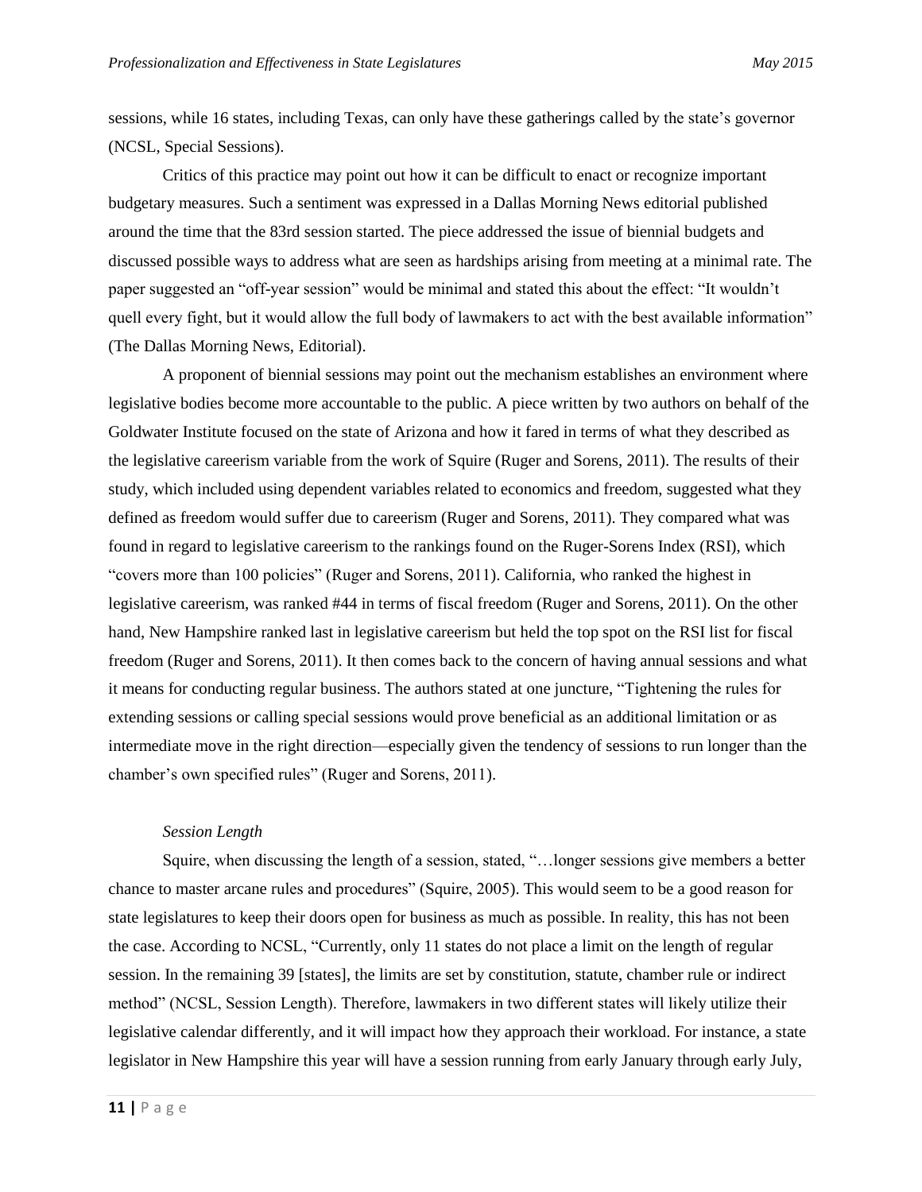sessions, while 16 states, including Texas, can only have these gatherings called by the state's governor (NCSL, Special Sessions).

Critics of this practice may point out how it can be difficult to enact or recognize important budgetary measures. Such a sentiment was expressed in a Dallas Morning News editorial published around the time that the 83rd session started. The piece addressed the issue of biennial budgets and discussed possible ways to address what are seen as hardships arising from meeting at a minimal rate. The paper suggested an "off-year session" would be minimal and stated this about the effect: "It wouldn't quell every fight, but it would allow the full body of lawmakers to act with the best available information" (The Dallas Morning News, Editorial).

A proponent of biennial sessions may point out the mechanism establishes an environment where legislative bodies become more accountable to the public. A piece written by two authors on behalf of the Goldwater Institute focused on the state of Arizona and how it fared in terms of what they described as the legislative careerism variable from the work of Squire (Ruger and Sorens, 2011). The results of their study, which included using dependent variables related to economics and freedom, suggested what they defined as freedom would suffer due to careerism (Ruger and Sorens, 2011). They compared what was found in regard to legislative careerism to the rankings found on the Ruger-Sorens Index (RSI), which "covers more than 100 policies" (Ruger and Sorens, 2011). California, who ranked the highest in legislative careerism, was ranked #44 in terms of fiscal freedom (Ruger and Sorens, 2011). On the other hand, New Hampshire ranked last in legislative careerism but held the top spot on the RSI list for fiscal freedom (Ruger and Sorens, 2011). It then comes back to the concern of having annual sessions and what it means for conducting regular business. The authors stated at one juncture, "Tightening the rules for extending sessions or calling special sessions would prove beneficial as an additional limitation or as intermediate move in the right direction—especially given the tendency of sessions to run longer than the chamber's own specified rules" (Ruger and Sorens, 2011).

*Session Length*

Squire, when discussing the length of a session, stated, "…longer sessions give members a better chance to master arcane rules and procedures" (Squire, 2005). This would seem to be a good reason for state legislatures to keep their doors open for business as much as possible. In reality, this has not been the case. According to NCSL, "Currently, only 11 states do not place a limit on the length of regular session. In the remaining 39 [states], the limits are set by constitution, statute, chamber rule or indirect method" (NCSL, Session Length). Therefore, lawmakers in two different states will likely utilize their legislative calendar differently, and it will impact how they approach their workload. For instance, a state legislator in New Hampshire this year will have a session running from early January through early July,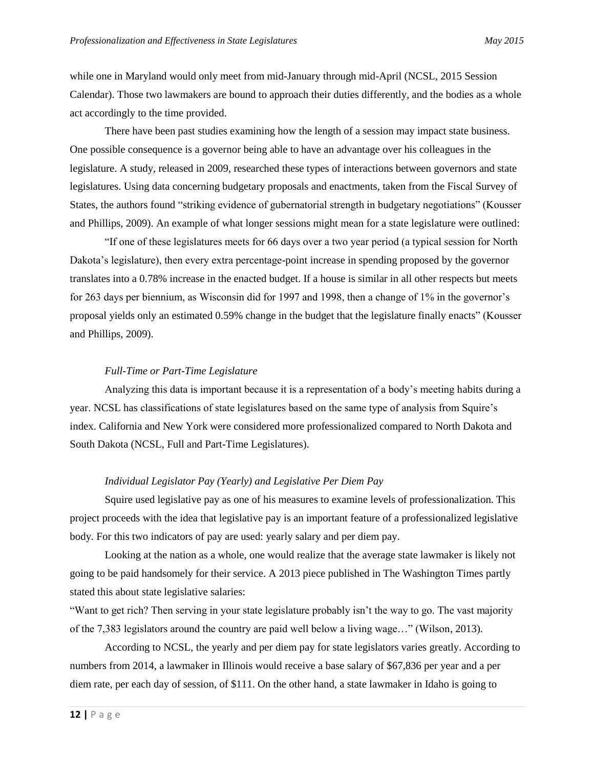while one in Maryland would only meet from mid-January through mid-April (NCSL, 2015 Session Calendar). Those two lawmakers are bound to approach their duties differently, and the bodies as a whole act accordingly to the time provided.

There have been past studies examining how the length of a session may impact state business. One possible consequence is a governor being able to have an advantage over his colleagues in the legislature. A study, released in 2009, researched these types of interactions between governors and state legislatures. Using data concerning budgetary proposals and enactments, taken from the Fiscal Survey of States, the authors found "striking evidence of gubernatorial strength in budgetary negotiations" (Kousser and Phillips, 2009). An example of what longer sessions might mean for a state legislature were outlined:

"If one of these legislatures meets for 66 days over a two year period (a typical session for North Dakota's legislature), then every extra percentage-point increase in spending proposed by the governor translates into a 0.78% increase in the enacted budget. If a house is similar in all other respects but meets for 263 days per biennium, as Wisconsin did for 1997 and 1998, then a change of 1% in the governor's proposal yields only an estimated 0.59% change in the budget that the legislature finally enacts" (Kousser and Phillips, 2009).

*Full-Time or Part-Time Legislature*

Analyzing this data is important because it is a representation of a body's meeting habits during a year. NCSL has classifications of state legislatures based on the same type of analysis from Squire's index. California and New York were considered more professionalized compared to North Dakota and South Dakota (NCSL, Full and Part-Time Legislatures).

*Individual Legislator Pay (Yearly) and Legislative Per Diem Pay*

Squire used legislative pay as one of his measures to examine levels of professionalization. This project proceeds with the idea that legislative pay is an important feature of a professionalized legislative body. For this two indicators of pay are used: yearly salary and per diem pay.

Looking at the nation as a whole, one would realize that the average state lawmaker is likely not going to be paid handsomely for their service. A 2013 piece published in The Washington Times partly stated this about state legislative salaries:

"Want to get rich? Then serving in your state legislature probably isn't the way to go. The vast majority of the 7,383 legislators around the country are paid well below a living wage…" (Wilson, 2013).

According to NCSL, the yearly and per diem pay for state legislators varies greatly. According to numbers from 2014, a lawmaker in Illinois would receive a base salary of $67,836 per year and a per diem rate, per each day of session, of $111. On the other hand, a state lawmaker in Idaho is going to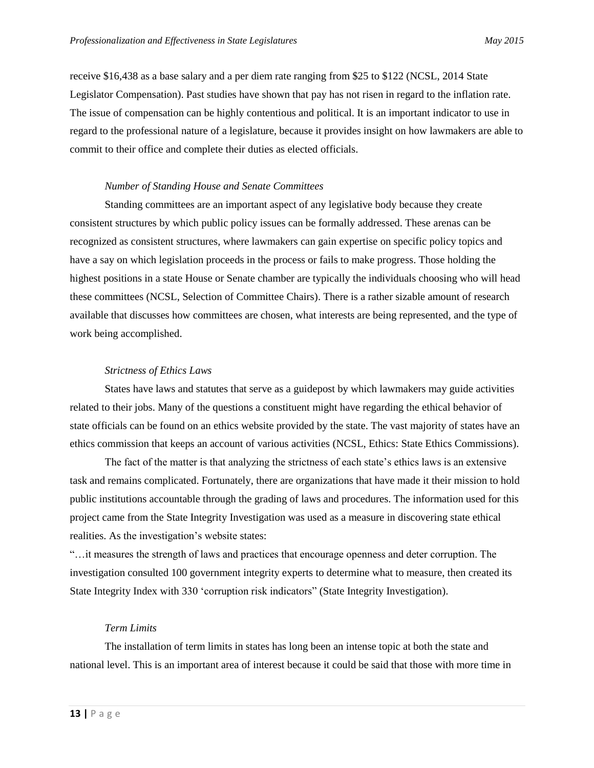receive $16,438 as a base salary and a per diem rate ranging from $25 to $122 (NCSL, 2014 State Legislator Compensation). Past studies have shown that pay has not risen in regard to the inflation rate. The issue of compensation can be highly contentious and political. It is an important indicator to use in regard to the professional nature of a legislature, because it provides insight on how lawmakers are able to commit to their office and complete their duties as elected officials.

*Number of Standing House and Senate Committees*

Standing committees are an important aspect of any legislative body because they create consistent structures by which public policy issues can be formally addressed. These arenas can be recognized as consistent structures, where lawmakers can gain expertise on specific policy topics and have a say on which legislation proceeds in the process or fails to make progress. Those holding the highest positions in a state House or Senate chamber are typically the individuals choosing who will head these committees (NCSL, Selection of Committee Chairs). There is a rather sizable amount of research available that discusses how committees are chosen, what interests are being represented, and the type of work being accomplished.

*Strictness of Ethics Laws*

States have laws and statutes that serve as a guidepost by which lawmakers may guide activities related to their jobs. Many of the questions a constituent might have regarding the ethical behavior of state officials can be found on an ethics website provided by the state. The vast majority of states have an ethics commission that keeps an account of various activities (NCSL, Ethics: State Ethics Commissions).

The fact of the matter is that analyzing the strictness of each state's ethics laws is an extensive task and remains complicated. Fortunately, there are organizations that have made it their mission to hold public institutions accountable through the grading of laws and procedures. The information used for this project came from the State Integrity Investigation was used as a measure in discovering state ethical realities. As the investigation's website states:

"…it measures the strength of laws and practices that encourage openness and deter corruption. The investigation consulted 100 government integrity experts to determine what to measure, then created its State Integrity Index with 330 'corruption risk indicators" (State Integrity Investigation).

*Term Limits*

The installation of term limits in states has long been an intense topic at both the state and national level. This is an important area of interest because it could be said that those with more time in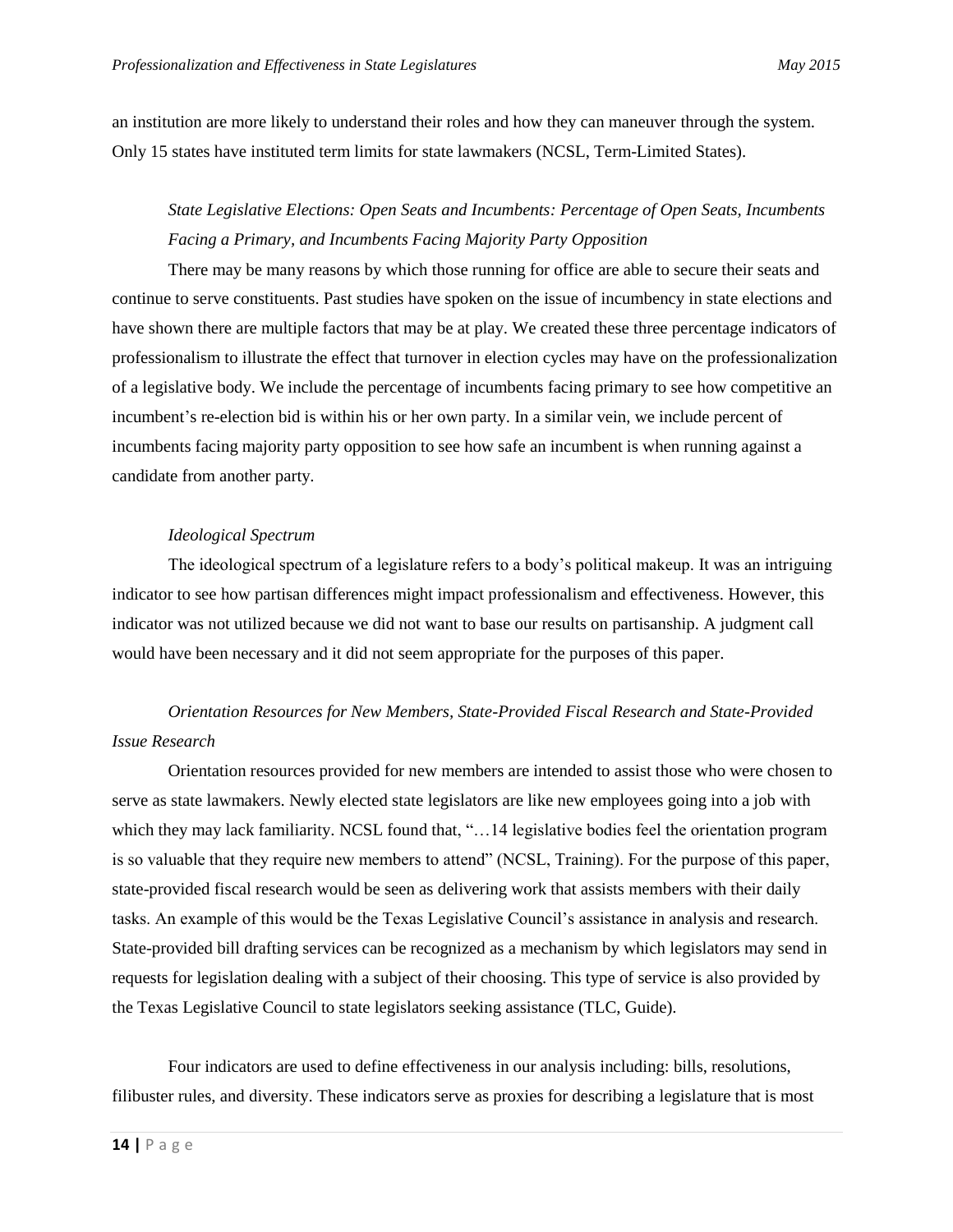an institution are more likely to understand their roles and how they can maneuver through the system. Only 15 states have instituted term limits for state lawmakers (NCSL, Term-Limited States).

*State Legislative Elections: Open Seats and Incumbents: Percentage of Open Seats, Incumbents Facing a Primary, and Incumbents Facing Majority Party Opposition*

There may be many reasons by which those running for office are able to secure their seats and continue to serve constituents. Past studies have spoken on the issue of incumbency in state elections and have shown there are multiple factors that may be at play. We created these three percentage indicators of professionalism to illustrate the effect that turnover in election cycles may have on the professionalization of a legislative body. We include the percentage of incumbents facing primary to see how competitive an incumbent's re-election bid is within his or her own party. In a similar vein, we include percent of incumbents facing majority party opposition to see how safe an incumbent is when running against a candidate from another party.

*Ideological Spectrum*

The ideological spectrum of a legislature refers to a body's political makeup. It was an intriguing indicator to see how partisan differences might impact professionalism and effectiveness. However, this indicator was not utilized because we did not want to base our results on partisanship. A judgment call would have been necessary and it did not seem appropriate for the purposes of this paper.

*Orientation Resources for New Members, State-Provided Fiscal Research and State-Provided Issue Research*

Orientation resources provided for new members are intended to assist those who were chosen to serve as state lawmakers. Newly elected state legislators are like new employees going into a job with which they may lack familiarity. NCSL found that, "…14 legislative bodies feel the orientation program is so valuable that they require new members to attend" (NCSL, Training). For the purpose of this paper, state-provided fiscal research would be seen as delivering work that assists members with their daily tasks. An example of this would be the Texas Legislative Council's assistance in analysis and research. State-provided bill drafting services can be recognized as a mechanism by which legislators may send in requests for legislation dealing with a subject of their choosing. This type of service is also provided by the Texas Legislative Council to state legislators seeking assistance (TLC, Guide).

Four indicators are used to define effectiveness in our analysis including: bills, resolutions, filibuster rules, and diversity. These indicators serve as proxies for describing a legislature that is most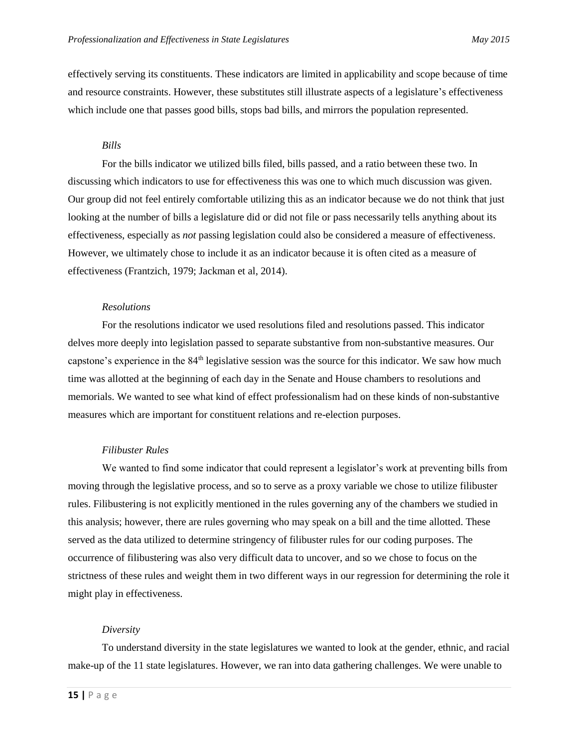effectively serving its constituents. These indicators are limited in applicability and scope because of time and resource constraints. However, these substitutes still illustrate aspects of a legislature's effectiveness which include one that passes good bills, stops bad bills, and mirrors the population represented.

### *Bills*

For the bills indicator we utilized bills filed, bills passed, and a ratio between these two. In discussing which indicators to use for effectiveness this was one to which much discussion was given. Our group did not feel entirely comfortable utilizing this as an indicator because we do not think that just looking at the number of bills a legislature did or did not file or pass necessarily tells anything about its effectiveness, especially as *not* passing legislation could also be considered a measure of effectiveness. However, we ultimately chose to include it as an indicator because it is often cited as a measure of effectiveness (Frantzich, 1979; Jackman et al, 2014).

### *Resolutions*

For the resolutions indicator we used resolutions filed and resolutions passed. This indicator delves more deeply into legislation passed to separate substantive from non-substantive measures. Our capstone's experience in the 84th legislative session was the source for this indicator. We saw how much time was allotted at the beginning of each day in the Senate and House chambers to resolutions and memorials. We wanted to see what kind of effect professionalism had on these kinds of non-substantive measures which are important for constituent relations and re-election purposes.

### *Filibuster Rules*

We wanted to find some indicator that could represent a legislator's work at preventing bills from moving through the legislative process, and so to serve as a proxy variable we chose to utilize filibuster rules. Filibustering is not explicitly mentioned in the rules governing any of the chambers we studied in this analysis; however, there are rules governing who may speak on a bill and the time allotted. These served as the data utilized to determine stringency of filibuster rules for our coding purposes. The occurrence of filibustering was also very difficult data to uncover, and so we chose to focus on the strictness of these rules and weight them in two different ways in our regression for determining the role it might play in effectiveness.

### *Diversity*

To understand diversity in the state legislatures we wanted to look at the gender, ethnic, and racial make-up of the 11 state legislatures. However, we ran into data gathering challenges. We were unable to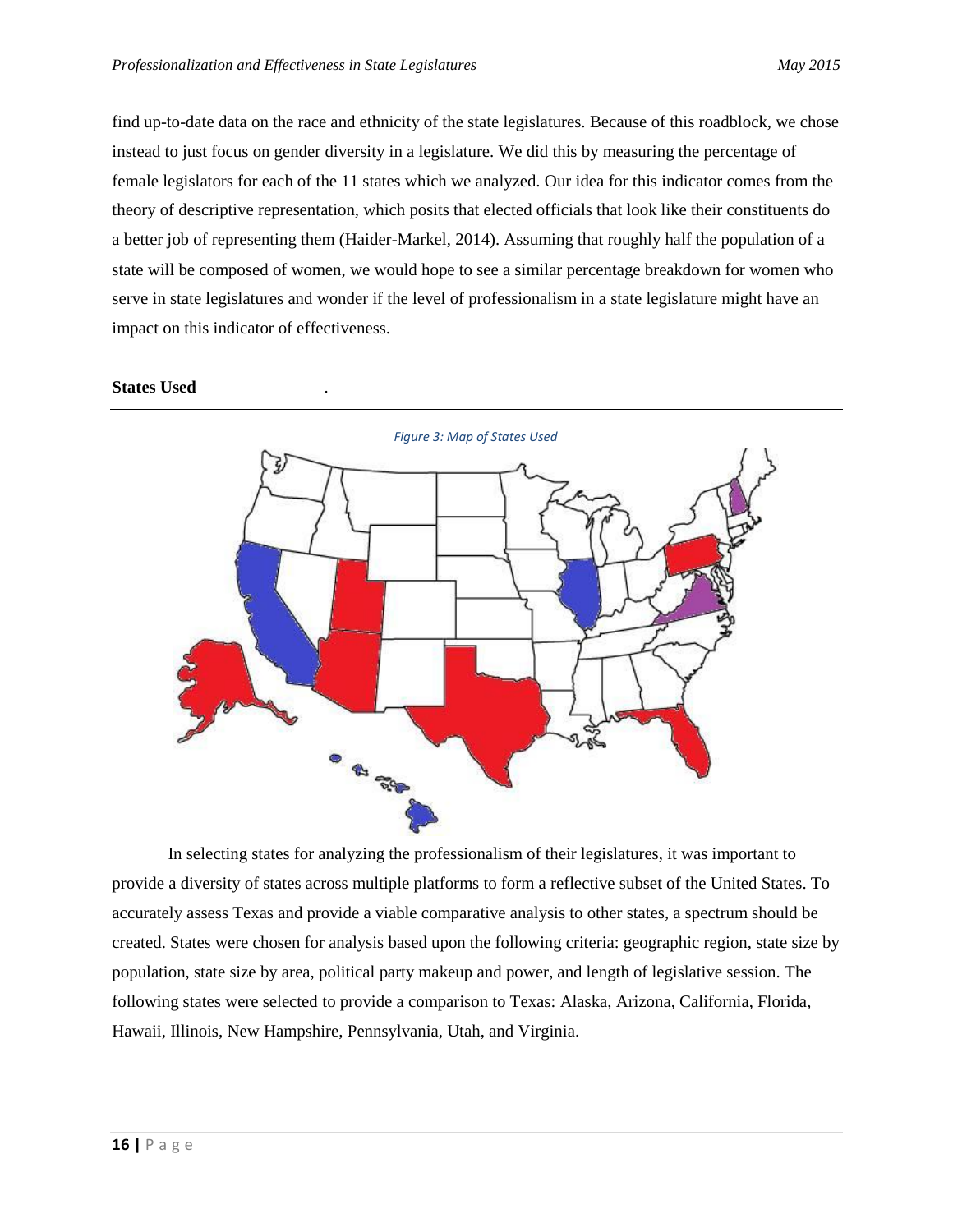find up-to-date data on the race and ethnicity of the state legislatures. Because of this roadblock, we chose instead to just focus on gender diversity in a legislature. We did this by measuring the percentage of female legislators for each of the 11 states which we analyzed. Our idea for this indicator comes from the theory of descriptive representation, which posits that elected officials that look like their constituents do a better job of representing them (Haider-Markel, 2014). Assuming that roughly half the population of a state will be composed of women, we would hope to see a similar percentage breakdown for women who serve in state legislatures and wonder if the level of professionalism in a state legislature might have an impact on this indicator of effectiveness.

**States Used**

*Figure 3: Map of States Used*

In selecting states for analyzing the professionalism of their legislatures, it was important to provide a diversity of states across multiple platforms to form a reflective subset of the United States. To accurately assess Texas and provide a viable comparative analysis to other states, a spectrum should be created. States were chosen for analysis based upon the following criteria: geographic region, state size by population, state size by area, political party makeup and power, and length of legislative session. The following states were selected to provide a comparison to Texas: Alaska, Arizona, California, Florida, Hawaii, Illinois, New Hampshire, Pennsylvania, Utah, and Virginia.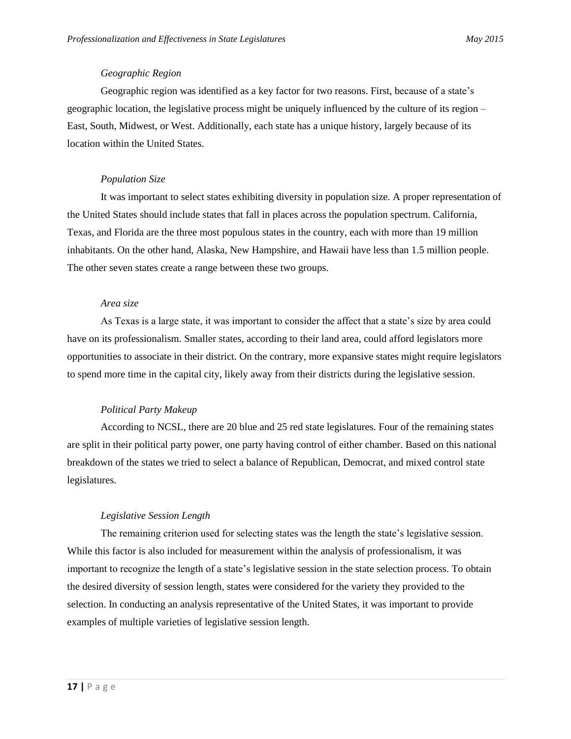*Geographic Region*

Geographic region was identified as a key factor for two reasons. First, because of a state's geographic location, the legislative process might be uniquely influenced by the culture of its region – East, South, Midwest, or West. Additionally, each state has a unique history, largely because of its location within the United States.

*Population Size*

It was important to select states exhibiting diversity in population size. A proper representation of the United States should include states that fall in places across the population spectrum. California, Texas, and Florida are the three most populous states in the country, each with more than 19 million inhabitants. On the other hand, Alaska, New Hampshire, and Hawaii have less than 1.5 million people. The other seven states create a range between these two groups.

*Area size*

As Texas is a large state, it was important to consider the affect that a state's size by area could have on its professionalism. Smaller states, according to their land area, could afford legislators more opportunities to associate in their district. On the contrary, more expansive states might require legislators to spend more time in the capital city, likely away from their districts during the legislative session.

*Political Party Makeup*

According to NCSL, there are 20 blue and 25 red state legislatures. Four of the remaining states are split in their political party power, one party having control of either chamber. Based on this national breakdown of the states we tried to select a balance of Republican, Democrat, and mixed control state legislatures.

*Legislative Session Length*

The remaining criterion used for selecting states was the length the state's legislative session. While this factor is also included for measurement within the analysis of professionalism, it was important to recognize the length of a state's legislative session in the state selection process. To obtain the desired diversity of session length, states were considered for the variety they provided to the selection. In conducting an analysis representative of the United States, it was important to provide examples of multiple varieties of legislative session length.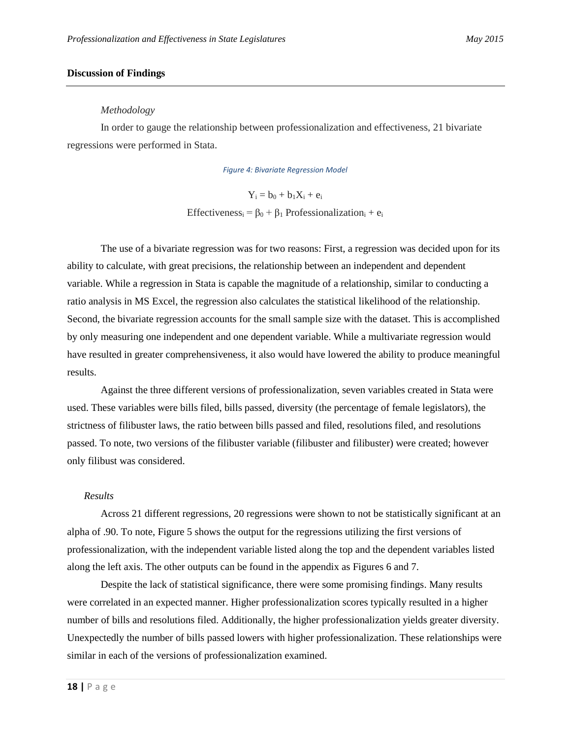## Discussion of Findings

*Methodology*

In order to gauge the relationship between professionalization and effectiveness, 21 bivariate regressions were performed in Stata.

*Figure 4: Bivariate Regression Model*

$$Y_i = b_0 + b_1X_i + e_i$$

$$\text{Effectiveness}_i = \beta_0 + \beta_1 \text{ Professionalization}_i + e_i$$

The use of a bivariate regression was for two reasons: First, a regression was decided upon for its ability to calculate, with great precisions, the relationship between an independent and dependent variable. While a regression in Stata is capable the magnitude of a relationship, similar to conducting a ratio analysis in MS Excel, the regression also calculates the statistical likelihood of the relationship. Second, the bivariate regression accounts for the small sample size with the dataset. This is accomplished by only measuring one independent and one dependent variable. While a multivariate regression would have resulted in greater comprehensiveness, it also would have lowered the ability to produce meaningful results.

Against the three different versions of professionalization, seven variables created in Stata were used. These variables were bills filed, bills passed, diversity (the percentage of female legislators), the strictness of filibuster laws, the ratio between bills passed and filed, resolutions filed, and resolutions passed. To note, two versions of the filibuster variable (filibuster and filibuster) were created; however only filibust was considered.

*Results*

Across 21 different regressions, 20 regressions were shown to not be statistically significant at an alpha of .90. To note, Figure 5 shows the output for the regressions utilizing the first versions of professionalization, with the independent variable listed along the top and the dependent variables listed along the left axis. The other outputs can be found in the appendix as Figures 6 and 7.

Despite the lack of statistical significance, there were some promising findings. Many results were correlated in an expected manner. Higher professionalization scores typically resulted in a higher number of bills and resolutions filed. Additionally, the higher professionalization yields greater diversity. Unexpectedly the number of bills passed lowers with higher professionalization. These relationships were similar in each of the versions of professionalization examined.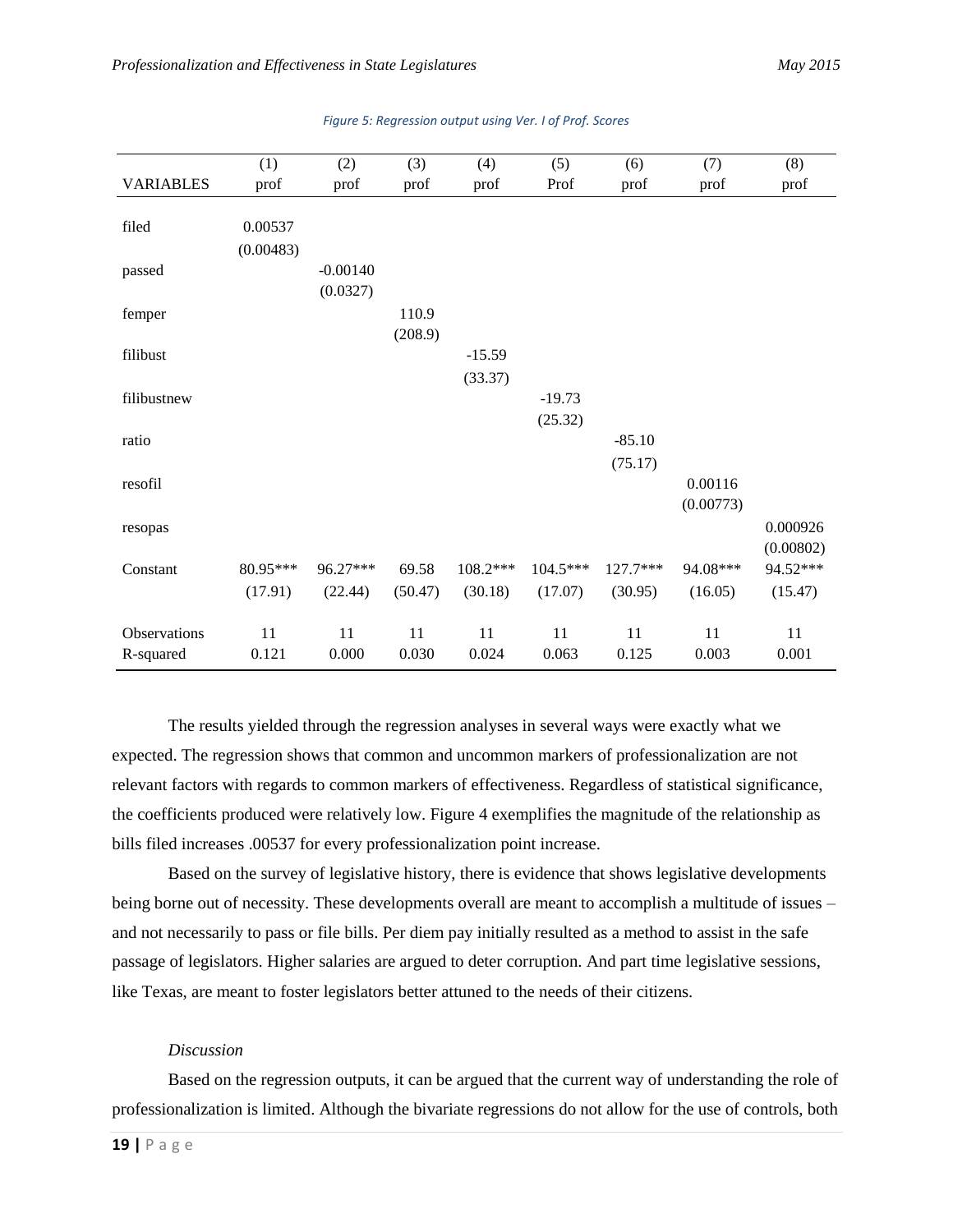*Figure 5: Regression output using Ver. I of Prof. Scores*

| VARIABLES | (1) prof | (2) prof | (3) prof | (4) prof | (5) Prof | (6) prof | (7) prof | (8) prof |
|---|---|---|---|---|---|---|---|---|
| filed | 0.00537 | | | | | | | |
| | (0.00483) | | | | | | | |
| passed | | -0.00140 | | | | | | |
| | | (0.0327) | | | | | | |
| femper | | | 110.9 | | | | | |
| | | | (208.9) | | | | | |
| filibust | | | | -15.59 | | | | |
| | | | | (33.37) | | | | |
| filibustnew | | | | | -19.73 | | | |
| | | | | | (25.32) | | | |
| ratio | | | | | | -85.10 | | |
| | | | | | | (75.17) | | |
| resofil | | | | | | | 0.00116 | |
| | | | | | | | (0.00773) | |
| resopas | | | | | | | | 0.000926 |
| | | | | | | | | (0.00802) |
| Constant | 80.95*** | 96.27*** | 69.58 | 108.2*** | 104.5*** | 127.7*** | 94.08*** | 94.52*** |
| | (17.91) | (22.44) | (50.47) | (30.18) | (17.07) | (30.95) | (16.05) | (15.47) |
| Observations | 11 | 11 | 11 | 11 | 11 | 11 | 11 | 11 |
| R-squared | 0.121 | 0.000 | 0.030 | 0.024 | 0.063 | 0.125 | 0.003 | 0.001 |

The results yielded through the regression analyses in several ways were exactly what we expected. The regression shows that common and uncommon markers of professionalization are not relevant factors with regards to common markers of effectiveness. Regardless of statistical significance, the coefficients produced were relatively low. Figure 4 exemplifies the magnitude of the relationship as bills filed increases .00537 for every professionalization point increase.

Based on the survey of legislative history, there is evidence that shows legislative developments being borne out of necessity. These developments overall are meant to accomplish a multitude of issues – and not necessarily to pass or file bills. Per diem pay initially resulted as a method to assist in the safe passage of legislators. Higher salaries are argued to deter corruption. And part time legislative sessions, like Texas, are meant to foster legislators better attuned to the needs of their citizens.

*Discussion*

Based on the regression outputs, it can be argued that the current way of understanding the role of professionalization is limited. Although the bivariate regressions do not allow for the use of controls, both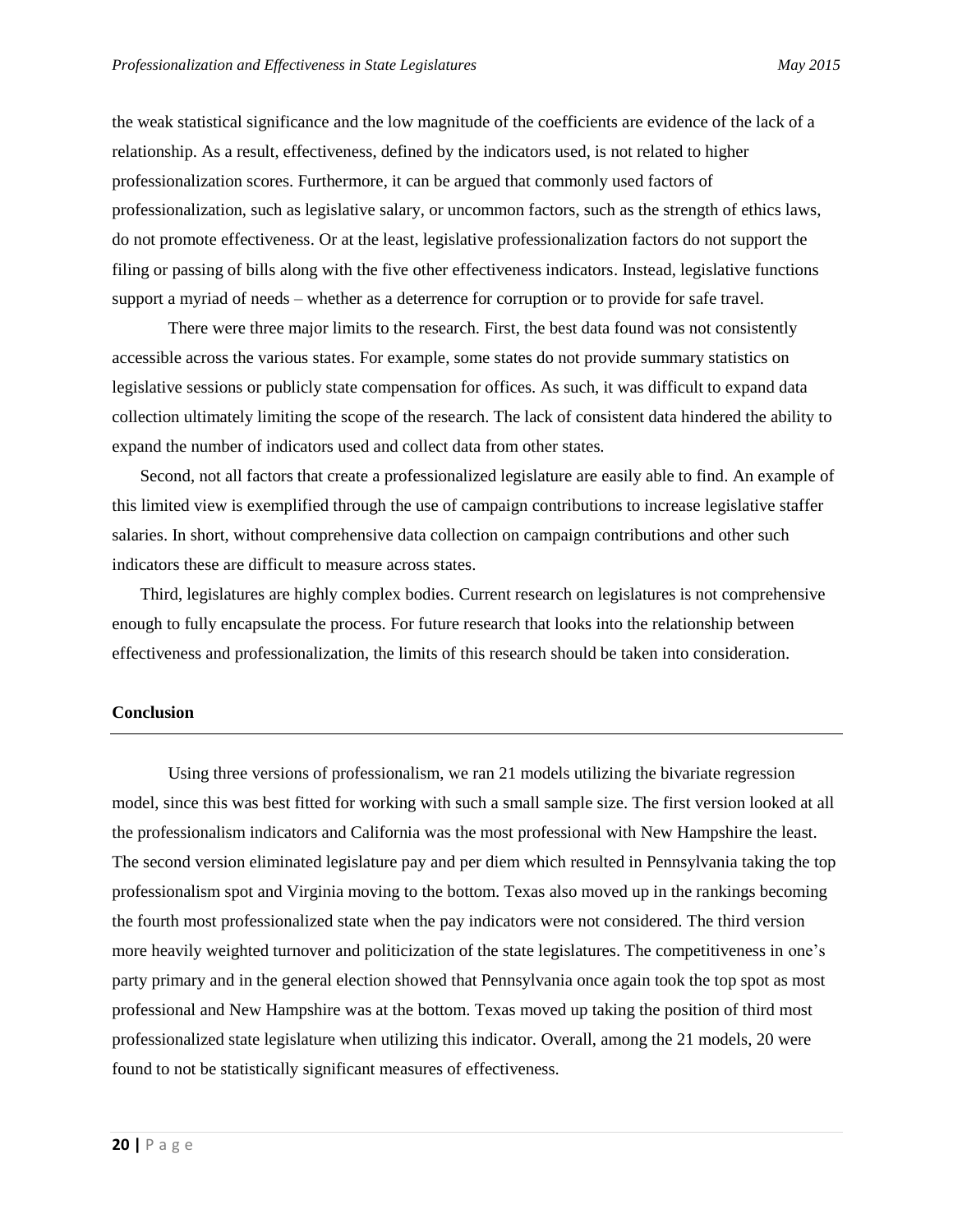the weak statistical significance and the low magnitude of the coefficients are evidence of the lack of a relationship. As a result, effectiveness, defined by the indicators used, is not related to higher professionalization scores. Furthermore, it can be argued that commonly used factors of professionalization, such as legislative salary, or uncommon factors, such as the strength of ethics laws, do not promote effectiveness. Or at the least, legislative professionalization factors do not support the filing or passing of bills along with the five other effectiveness indicators. Instead, legislative functions support a myriad of needs – whether as a deterrence for corruption or to provide for safe travel.

There were three major limits to the research. First, the best data found was not consistently accessible across the various states. For example, some states do not provide summary statistics on legislative sessions or publicly state compensation for offices. As such, it was difficult to expand data collection ultimately limiting the scope of the research. The lack of consistent data hindered the ability to expand the number of indicators used and collect data from other states.

Second, not all factors that create a professionalized legislature are easily able to find. An example of this limited view is exemplified through the use of campaign contributions to increase legislative staffer salaries. In short, without comprehensive data collection on campaign contributions and other such indicators these are difficult to measure across states.

Third, legislatures are highly complex bodies. Current research on legislatures is not comprehensive enough to fully encapsulate the process. For future research that looks into the relationship between effectiveness and professionalization, the limits of this research should be taken into consideration.

## Conclusion

Using three versions of professionalism, we ran 21 models utilizing the bivariate regression model, since this was best fitted for working with such a small sample size. The first version looked at all the professionalism indicators and California was the most professional with New Hampshire the least. The second version eliminated legislature pay and per diem which resulted in Pennsylvania taking the top professionalism spot and Virginia moving to the bottom. Texas also moved up in the rankings becoming the fourth most professionalized state when the pay indicators were not considered. The third version more heavily weighted turnover and politicization of the state legislatures. The competitiveness in one's party primary and in the general election showed that Pennsylvania once again took the top spot as most professional and New Hampshire was at the bottom. Texas moved up taking the position of third most professionalized state legislature when utilizing this indicator. Overall, among the 21 models, 20 were found to not be statistically significant measures of effectiveness.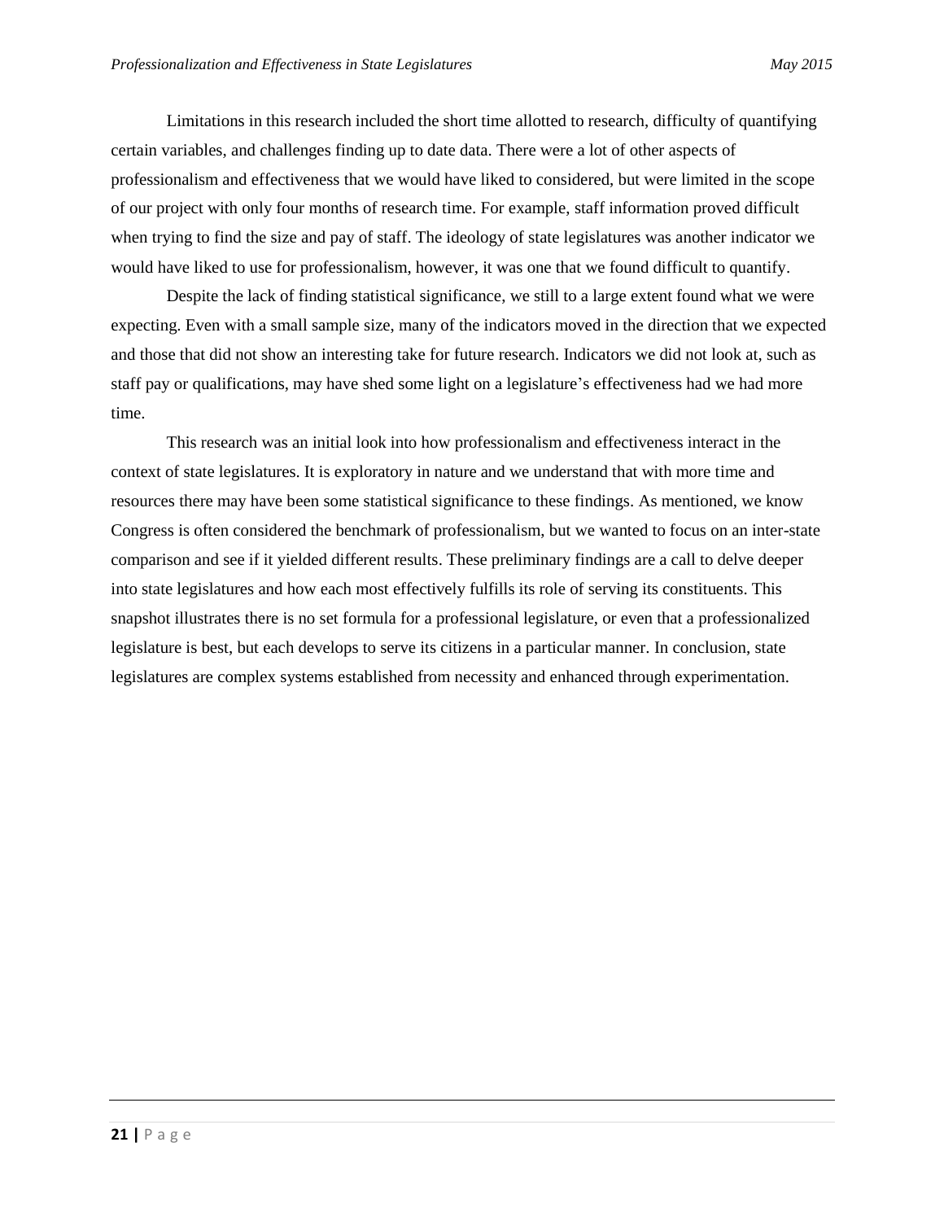Limitations in this research included the short time allotted to research, difficulty of quantifying certain variables, and challenges finding up to date data. There were a lot of other aspects of professionalism and effectiveness that we would have liked to considered, but were limited in the scope of our project with only four months of research time. For example, staff information proved difficult when trying to find the size and pay of staff. The ideology of state legislatures was another indicator we would have liked to use for professionalism, however, it was one that we found difficult to quantify.

Despite the lack of finding statistical significance, we still to a large extent found what we were expecting. Even with a small sample size, many of the indicators moved in the direction that we expected and those that did not show an interesting take for future research. Indicators we did not look at, such as staff pay or qualifications, may have shed some light on a legislature's effectiveness had we had more time.

This research was an initial look into how professionalism and effectiveness interact in the context of state legislatures. It is exploratory in nature and we understand that with more time and resources there may have been some statistical significance to these findings. As mentioned, we know Congress is often considered the benchmark of professionalism, but we wanted to focus on an inter-state comparison and see if it yielded different results. These preliminary findings are a call to delve deeper into state legislatures and how each most effectively fulfills its role of serving its constituents. This snapshot illustrates there is no set formula for a professional legislature, or even that a professionalized legislature is best, but each develops to serve its citizens in a particular manner. In conclusion, state legislatures are complex systems established from necessity and enhanced through experimentation.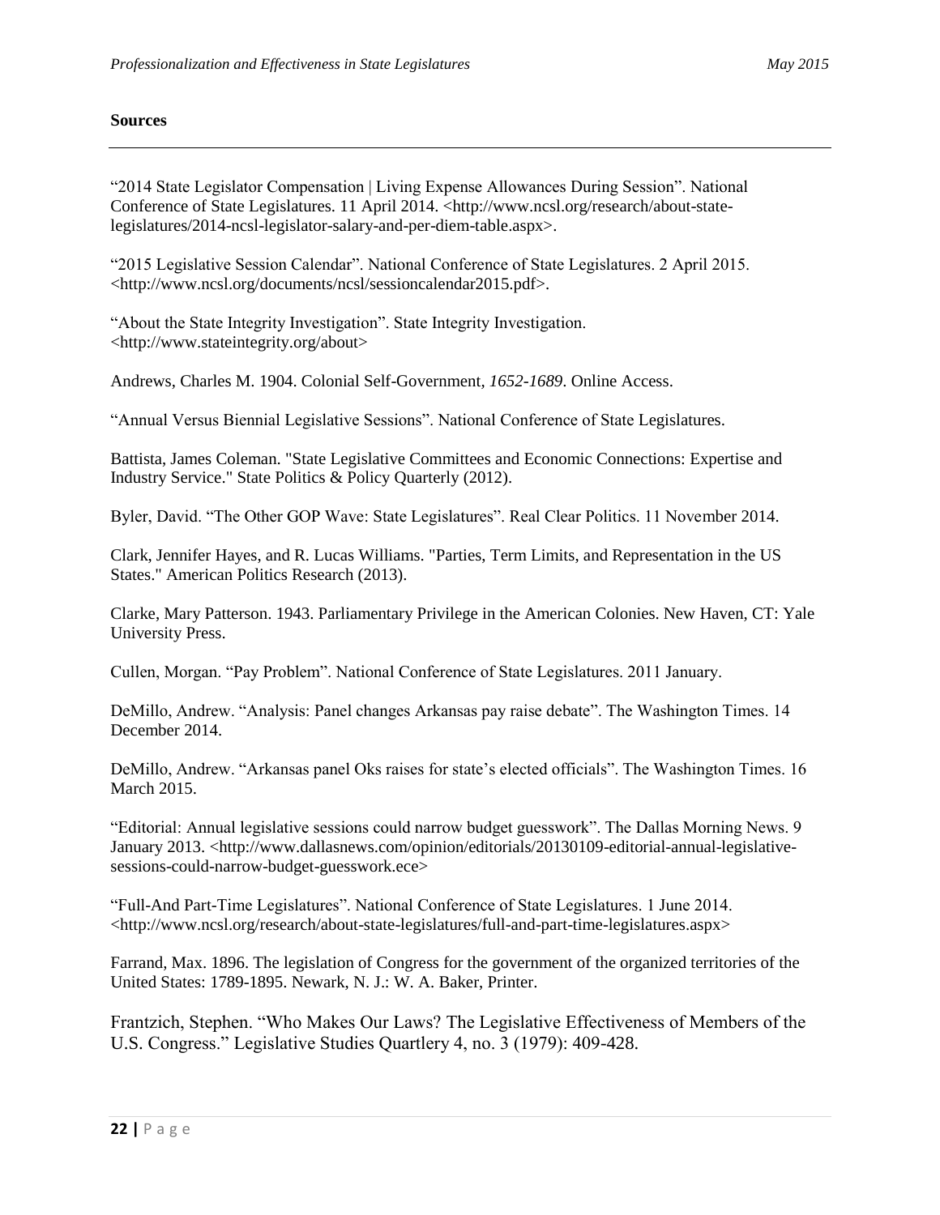**Sources**

---

"2014 State Legislator Compensation | Living Expense Allowances During Session". National Conference of State Legislatures. 11 April 2014. <http://www.ncsl.org/research/about-state-legislatures/2014-ncsl-legislator-salary-and-per-diem-table.aspx>.

"2015 Legislative Session Calendar". National Conference of State Legislatures. 2 April 2015. <http://www.ncsl.org/documents/ncsl/sessioncalendar2015.pdf>.

"About the State Integrity Investigation". State Integrity Investigation. <http://www.stateintegrity.org/about>

Andrews, Charles M. 1904. Colonial Self-Government, *1652-1689*. Online Access.

"Annual Versus Biennial Legislative Sessions". National Conference of State Legislatures.

Battista, James Coleman. "State Legislative Committees and Economic Connections: Expertise and Industry Service." State Politics & Policy Quarterly (2012).

Byler, David. "The Other GOP Wave: State Legislatures". Real Clear Politics. 11 November 2014.

Clark, Jennifer Hayes, and R. Lucas Williams. "Parties, Term Limits, and Representation in the US States." American Politics Research (2013).

Clarke, Mary Patterson. 1943. Parliamentary Privilege in the American Colonies. New Haven, CT: Yale University Press.

Cullen, Morgan. "Pay Problem". National Conference of State Legislatures. 2011 January.

DeMillo, Andrew. "Analysis: Panel changes Arkansas pay raise debate". The Washington Times. 14 December 2014.

DeMillo, Andrew. "Arkansas panel Oks raises for state's elected officials". The Washington Times. 16 March 2015.

"Editorial: Annual legislative sessions could narrow budget guesswork". The Dallas Morning News. 9 January 2013. <http://www.dallasnews.com/opinion/editorials/20130109-editorial-annual-legislative-sessions-could-narrow-budget-guesswork.ece>

"Full-And Part-Time Legislatures". National Conference of State Legislatures. 1 June 2014. <http://www.ncsl.org/research/about-state-legislatures/full-and-part-time-legislatures.aspx>

Farrand, Max. 1896. The legislation of Congress for the government of the organized territories of the United States: 1789-1895. Newark, N. J.: W. A. Baker, Printer.

Frantzich, Stephen. "Who Makes Our Laws? The Legislative Effectiveness of Members of the U.S. Congress." Legislative Studies Quartlery 4, no. 3 (1979): 409-428.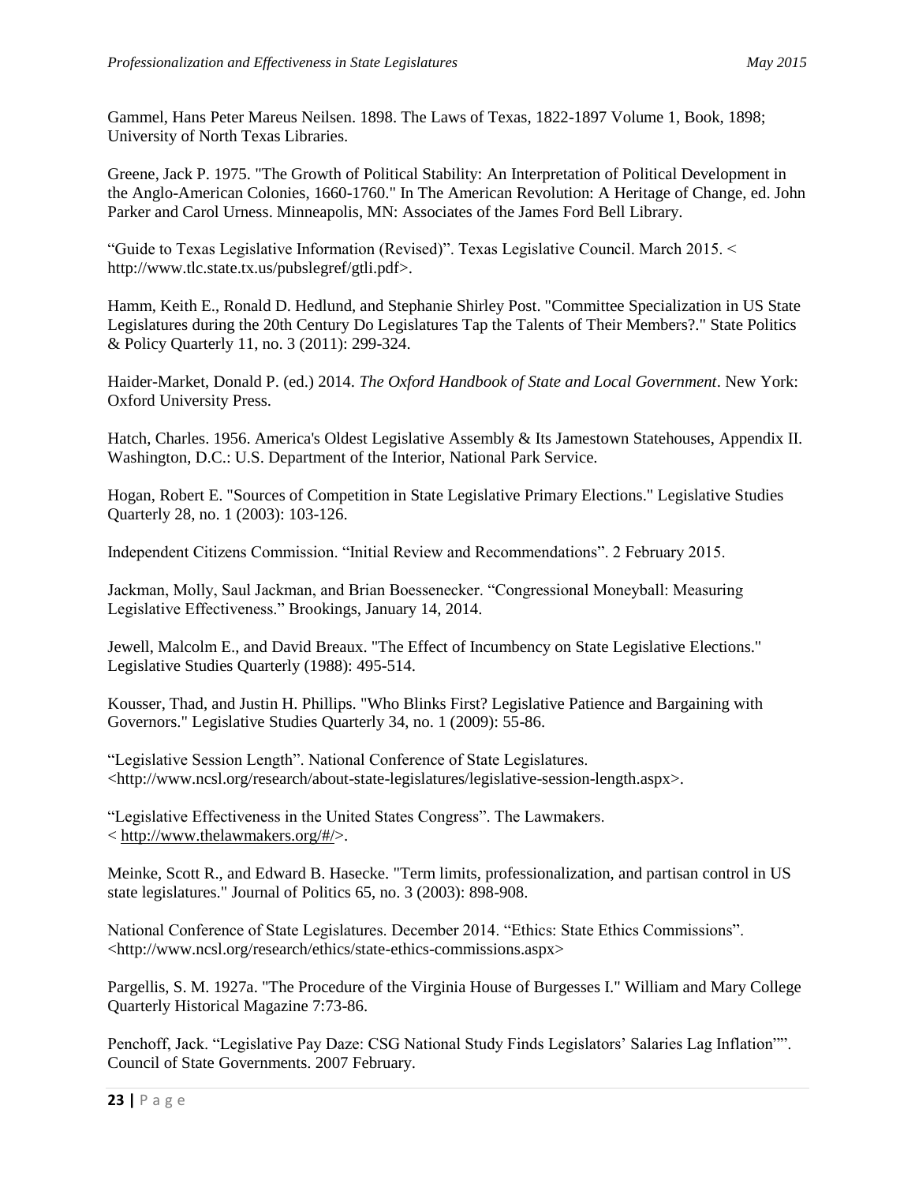Gammel, Hans Peter Mareus Neilsen. 1898. The Laws of Texas, 1822-1897 Volume 1, Book, 1898; University of North Texas Libraries.

Greene, Jack P. 1975. "The Growth of Political Stability: An Interpretation of Political Development in the Anglo-American Colonies, 1660-1760." In The American Revolution: A Heritage of Change, ed. John Parker and Carol Urness. Minneapolis, MN: Associates of the James Ford Bell Library.

"Guide to Texas Legislative Information (Revised)". Texas Legislative Council. March 2015. < http://www.tlc.state.tx.us/pubslegref/gtli.pdf>.

Hamm, Keith E., Ronald D. Hedlund, and Stephanie Shirley Post. "Committee Specialization in US State Legislatures during the 20th Century Do Legislatures Tap the Talents of Their Members?." State Politics & Policy Quarterly 11, no. 3 (2011): 299-324.

Haider-Market, Donald P. (ed.) 2014. *The Oxford Handbook of State and Local Government*. New York: Oxford University Press.

Hatch, Charles. 1956. America's Oldest Legislative Assembly & Its Jamestown Statehouses, Appendix II. Washington, D.C.: U.S. Department of the Interior, National Park Service.

Hogan, Robert E. "Sources of Competition in State Legislative Primary Elections." Legislative Studies Quarterly 28, no. 1 (2003): 103-126.

Independent Citizens Commission. "Initial Review and Recommendations". 2 February 2015.

Jackman, Molly, Saul Jackman, and Brian Boessenecker. "Congressional Moneyball: Measuring Legislative Effectiveness." Brookings, January 14, 2014.

Jewell, Malcolm E., and David Breaux. "The Effect of Incumbency on State Legislative Elections." Legislative Studies Quarterly (1988): 495-514.

Kousser, Thad, and Justin H. Phillips. "Who Blinks First? Legislative Patience and Bargaining with Governors." Legislative Studies Quarterly 34, no. 1 (2009): 55-86.

"Legislative Session Length". National Conference of State Legislatures. <http://www.ncsl.org/research/about-state-legislatures/legislative-session-length.aspx>.

"Legislative Effectiveness in the United States Congress". The Lawmakers. < http://www.thelawmakers.org/#/>.

Meinke, Scott R., and Edward B. Hasecke. "Term limits, professionalization, and partisan control in US state legislatures." Journal of Politics 65, no. 3 (2003): 898-908.

National Conference of State Legislatures. December 2014. "Ethics: State Ethics Commissions". <http://www.ncsl.org/research/ethics/state-ethics-commissions.aspx>

Pargellis, S. M. 1927a. "The Procedure of the Virginia House of Burgesses I." William and Mary College Quarterly Historical Magazine 7:73-86.

Penchoff, Jack. "Legislative Pay Daze: CSG National Study Finds Legislators' Salaries Lag Inflation"". Council of State Governments. 2007 February.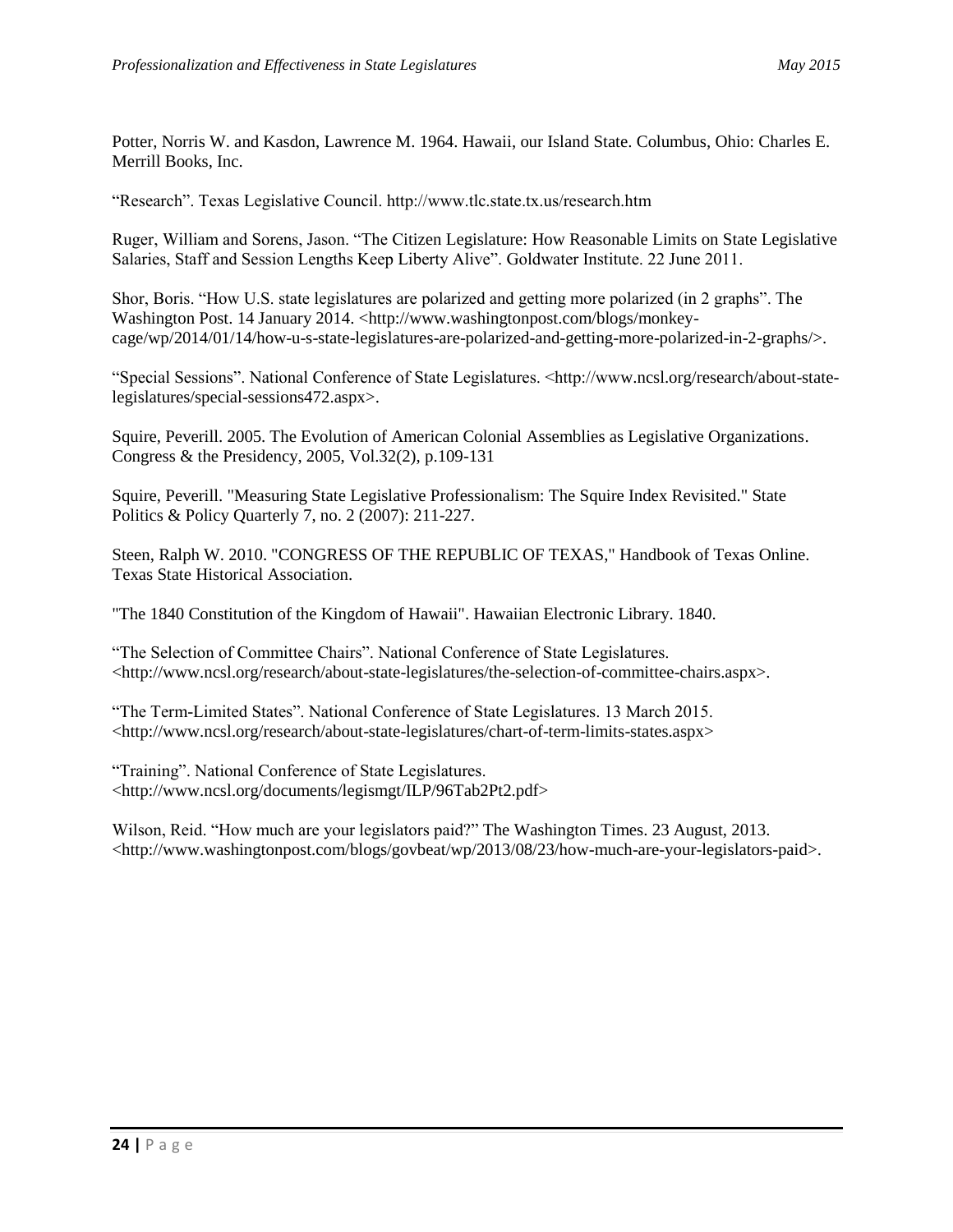Potter, Norris W. and Kasdon, Lawrence M. 1964. Hawaii, our Island State. Columbus, Ohio: Charles E. Merrill Books, Inc.

"Research". Texas Legislative Council. http://www.tlc.state.tx.us/research.htm

Ruger, William and Sorens, Jason. "The Citizen Legislature: How Reasonable Limits on State Legislative Salaries, Staff and Session Lengths Keep Liberty Alive". Goldwater Institute. 22 June 2011.

Shor, Boris. "How U.S. state legislatures are polarized and getting more polarized (in 2 graphs". The Washington Post. 14 January 2014. <http://www.washingtonpost.com/blogs/monkey-cage/wp/2014/01/14/how-u-s-state-legislatures-are-polarized-and-getting-more-polarized-in-2-graphs/>.

"Special Sessions". National Conference of State Legislatures. <http://www.ncsl.org/research/about-state-legislatures/special-sessions472.aspx>.

Squire, Peverill. 2005. The Evolution of American Colonial Assemblies as Legislative Organizations. Congress & the Presidency, 2005, Vol.32(2), p.109-131

Squire, Peverill. "Measuring State Legislative Professionalism: The Squire Index Revisited." State Politics & Policy Quarterly 7, no. 2 (2007): 211-227.

Steen, Ralph W. 2010. "CONGRESS OF THE REPUBLIC OF TEXAS," Handbook of Texas Online. Texas State Historical Association.

"The 1840 Constitution of the Kingdom of Hawaii". Hawaiian Electronic Library. 1840.

"The Selection of Committee Chairs". National Conference of State Legislatures. <http://www.ncsl.org/research/about-state-legislatures/the-selection-of-committee-chairs.aspx>.

"The Term-Limited States". National Conference of State Legislatures. 13 March 2015. <http://www.ncsl.org/research/about-state-legislatures/chart-of-term-limits-states.aspx>

"Training". National Conference of State Legislatures. <http://www.ncsl.org/documents/legismgt/ILP/96Tab2Pt2.pdf>

Wilson, Reid. "How much are your legislators paid?" The Washington Times. 23 August, 2013. <http://www.washingtonpost.com/blogs/govbeat/wp/2013/08/23/how-much-are-your-legislators-paid>.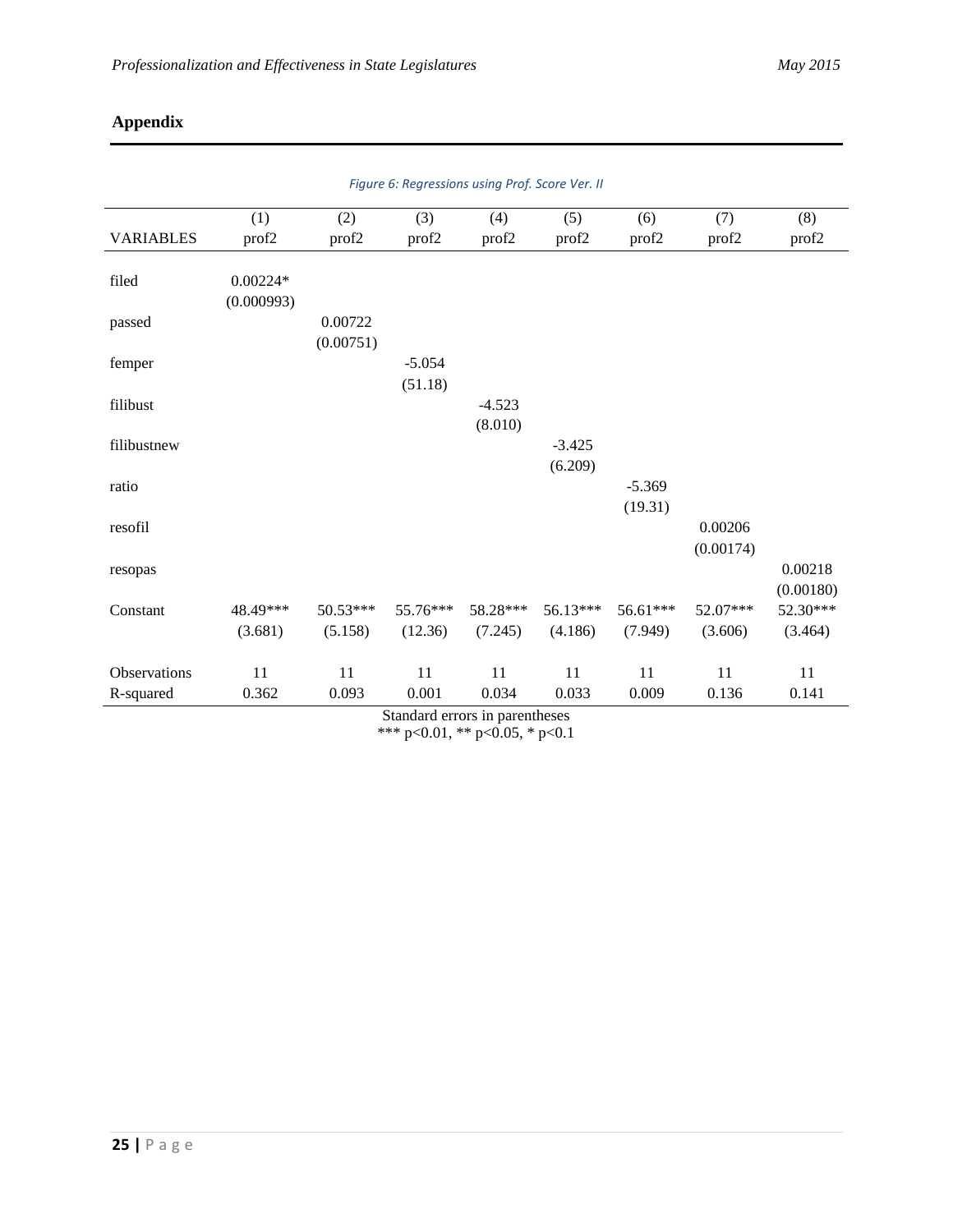## Appendix

Figure 6: Regressions using Prof. Score Ver. II

| VARIABLES | (1) prof2 | (2) prof2 | (3) prof2 | (4) prof2 | (5) prof2 | (6) prof2 | (7) prof2 | (8) prof2 |
|---|---|---|---|---|---|---|---|---|
| filed | 0.00224* | | | | | | | |
| | (0.000993) | | | | | | | |
| passed | | 0.00722 | | | | | | |
| | | (0.00751) | | | | | | |
| femper | | | -5.054 | | | | | |
| | | | (51.18) | | | | | |
| filibust | | | | -4.523 | | | | |
| | | | | (8.010) | | | | |
| filibustnew | | | | | -3.425 | | | |
| | | | | | (6.209) | | | |
| ratio | | | | | | -5.369 | | |
| | | | | | | (19.31) | | |
| resofil | | | | | | | 0.00206 | |
| | | | | | | | (0.00174) | |
| resopas | | | | | | | | 0.00218 |
| | | | | | | | | (0.00180) |
| Constant | 48.49*** | 50.53*** | 55.76*** | 58.28*** | 56.13*** | 56.61*** | 52.07*** | 52.30*** |
| | (3.681) | (5.158) | (12.36) | (7.245) | (4.186) | (7.949) | (3.606) | (3.464) |
| Observations | 11 | 11 | 11 | 11 | 11 | 11 | 11 | 11 |
| R-squared | 0.362 | 0.093 | 0.001 | 0.034 | 0.033 | 0.009 | 0.136 | 0.141 |

Standard errors in parentheses
*** p<0.01, ** p<0.05, * p<0.1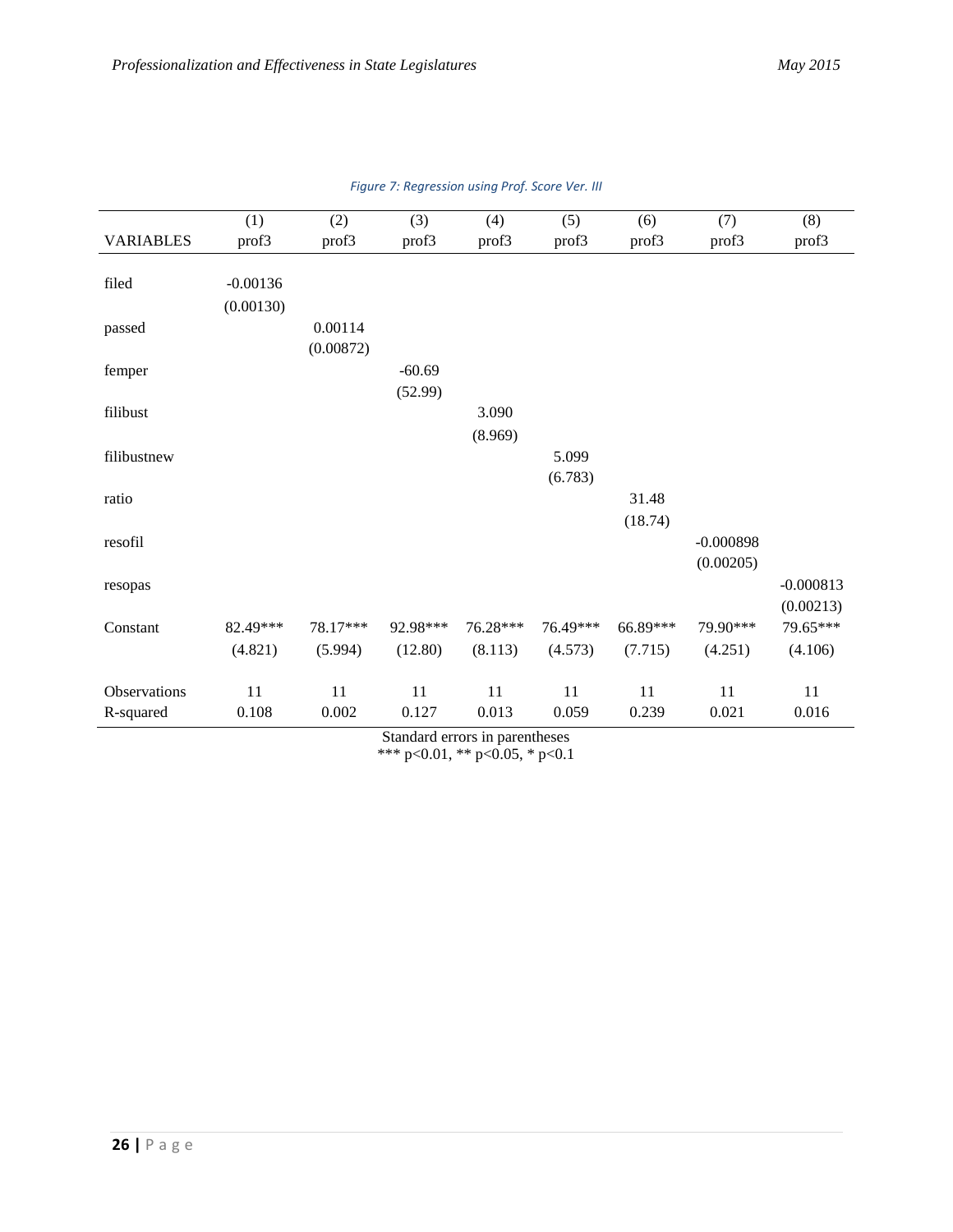*Figure 7: Regression using Prof. Score Ver. III*

| VARIABLES | (1) prof3 | (2) prof3 | (3) prof3 | (4) prof3 | (5) prof3 | (6) prof3 | (7) prof3 | (8) prof3 |
|---|---|---|---|---|---|---|---|---|
| filed | -0.00136 | | | | | | | |
| | (0.00130) | | | | | | | |
| passed | | 0.00114 | | | | | | |
| | | (0.00872) | | | | | | |
| femper | | | -60.69 | | | | | |
| | | | (52.99) | | | | | |
| filibust | | | | 3.090 | | | | |
| | | | | (8.969) | | | | |
| filibustnew | | | | | 5.099 | | | |
| | | | | | (6.783) | | | |
| ratio | | | | | | 31.48 | | |
| | | | | | | (18.74) | | |
| resofil | | | | | | | -0.000898 | |
| | | | | | | | (0.00205) | |
| resopas | | | | | | | | -0.000813 |
| | | | | | | | | (0.00213) |
| Constant | 82.49*** | 78.17*** | 92.98*** | 76.28*** | 76.49*** | 66.89*** | 79.90*** | 79.65*** |
| | (4.821) | (5.994) | (12.80) | (8.113) | (4.573) | (7.715) | (4.251) | (4.106) |
| Observations | 11 | 11 | 11 | 11 | 11 | 11 | 11 | 11 |
| R-squared | 0.108 | 0.002 | 0.127 | 0.013 | 0.059 | 0.239 | 0.021 | 0.016 |

Standard errors in parentheses
*** p<0.01, ** p<0.05, * p<0.1